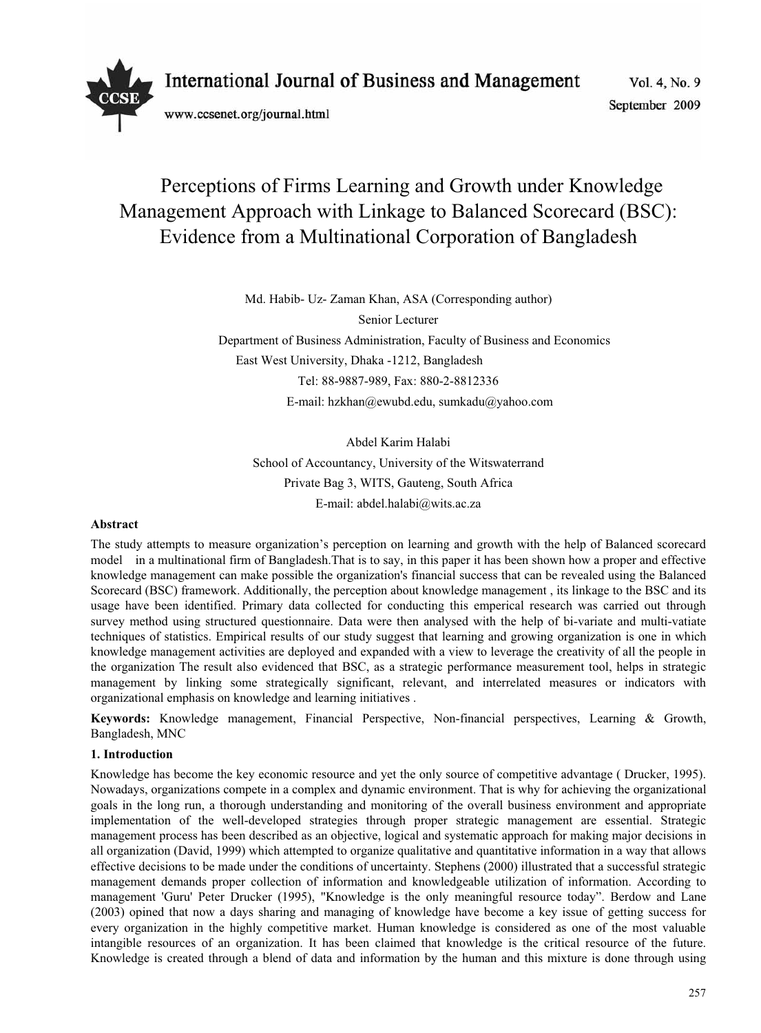# Perceptions of Firms Learning and Growth under Knowledge Management Approach with Linkage to Balanced Scorecard (BSC): Evidence from a Multinational Corporation of Bangladesh

Md. Habib- Uz- Zaman Khan, ASA (Corresponding author)

Senior Lecturer

Department of Business Administration, Faculty of Business and Economics

East West University, Dhaka -1212, Bangladesh

Tel: 88-9887-989, Fax: 880-2-8812336

E-mail: hzkhan@ewubd.edu, sumkadu@yahoo.com

Abdel Karim Halabi

School of Accountancy, University of the Witswaterrand

Private Bag 3, WITS, Gauteng, South Africa

E-mail: abdel.halabi@wits.ac.za

## Abstract

The study attempts to measure organization's perception on learning and growth with the help of Balanced scorecard model in a multinational firm of Bangladesh.That is to say, in this paper it has been shown how a proper and effective knowledge management can make possible the organization's financial success that can be revealed using the Balanced Scorecard (BSC) framework. Additionally, the perception about knowledge management , its linkage to the BSC and its usage have been identified. Primary data collected for conducting this emperical research was carried out through survey method using structured questionnaire. Data were then analysed with the help of bi-variate and multi-vatiate techniques of statistics. Empirical results of our study suggest that learning and growing organization is one in which knowledge management activities are deployed and expanded with a view to leverage the creativity of all the people in the organization The result also evidenced that BSC, as a strategic performance measurement tool, helps in strategic management by linking some strategically significant, relevant, and interrelated measures or indicators with organizational emphasis on knowledge and learning initiatives .

**Keywords:** Knowledge management, Financial Perspective, Non-financial perspectives, Learning & Growth, Bangladesh, MNC

## 1. Introduction

Knowledge has become the key economic resource and yet the only source of competitive advantage ( Drucker, 1995). Nowadays, organizations compete in a complex and dynamic environment. That is why for achieving the organizational goals in the long run, a thorough understanding and monitoring of the overall business environment and appropriate implementation of the well-developed strategies through proper strategic management are essential. Strategic management process has been described as an objective, logical and systematic approach for making major decisions in all organization (David, 1999) which attempted to organize qualitative and quantitative information in a way that allows effective decisions to be made under the conditions of uncertainty. Stephens (2000) illustrated that a successful strategic management demands proper collection of information and knowledgeable utilization of information. According to management 'Guru' Peter Drucker (1995), "Knowledge is the only meaningful resource today". Berdow and Lane (2003) opined that now a days sharing and managing of knowledge have become a key issue of getting success for every organization in the highly competitive market. Human knowledge is considered as one of the most valuable intangible resources of an organization. It has been claimed that knowledge is the critical resource of the future. Knowledge is created through a blend of data and information by the human and this mixture is done through using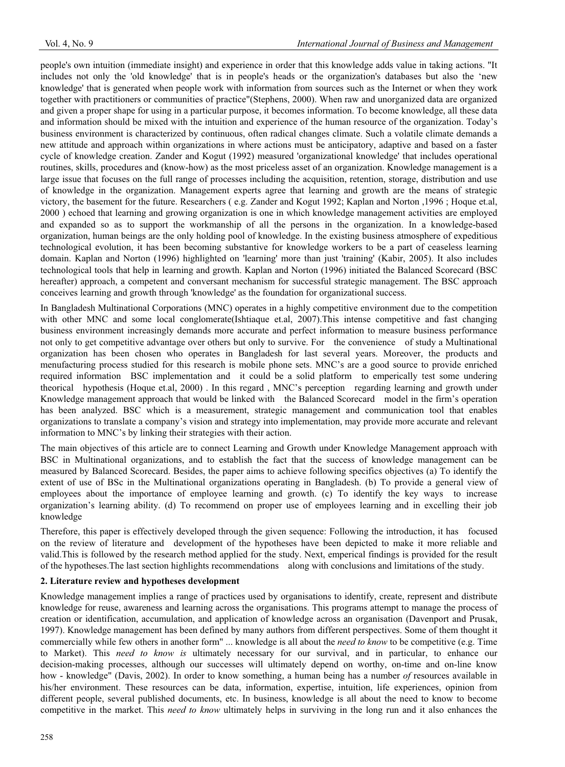people's own intuition (immediate insight) and experience in order that this knowledge adds value in taking actions. "It includes not only the 'old knowledge' that is in people's heads or the organization's databases but also the 'new knowledge' that is generated when people work with information from sources such as the Internet or when they work together with practitioners or communities of practice"(Stephens, 2000). When raw and unorganized data are organized and given a proper shape for using in a particular purpose, it becomes information. To become knowledge, all these data and information should be mixed with the intuition and experience of the human resource of the organization. Today's business environment is characterized by continuous, often radical changes climate. Such a volatile climate demands a new attitude and approach within organizations in where actions must be anticipatory, adaptive and based on a faster cycle of knowledge creation. Zander and Kogut (1992) measured 'organizational knowledge' that includes operational routines, skills, procedures and (know-how) as the most priceless asset of an organization. Knowledge management is a large issue that focuses on the full range of processes including the acquisition, retention, storage, distribution and use of knowledge in the organization. Management experts agree that learning and growth are the means of strategic victory, the basement for the future. Researchers ( e.g. Zander and Kogut 1992; Kaplan and Norton ,1996 ; Hoque et.al, 2000 ) echoed that learning and growing organization is one in which knowledge management activities are employed and expanded so as to support the workmanship of all the persons in the organization. In a knowledge-based organization, human beings are the only holding pool of knowledge. In the existing business atmosphere of expeditious technological evolution, it has been becoming substantive for knowledge workers to be a part of ceaseless learning domain. Kaplan and Norton (1996) highlighted on 'learning' more than just 'training' (Kabir, 2005). It also includes technological tools that help in learning and growth. Kaplan and Norton (1996) initiated the Balanced Scorecard (BSC hereafter) approach, a competent and conversant mechanism for successful strategic management. The BSC approach conceives learning and growth through 'knowledge' as the foundation for organizational success.

In Bangladesh Multinational Corporations (MNC) operates in a highly competitive environment due to the competition with other MNC and some local conglomerate(Ishtiaque et.al, 2007).This intense competitive and fast changing business environment increasingly demands more accurate and perfect information to measure business performance not only to get competitive advantage over others but only to survive. For the convenience of study a Multinational organization has been chosen who operates in Bangladesh for last several years. Moreover, the products and menufacturing process studied for this research is mobile phone sets. MNC's are a good source to provide enriched required information BSC implementation and it could be a solid platform to emperically test some undering theorical hypothesis (Hoque et.al, 2000) . In this regard , MNC's perception regarding learning and growth under Knowledge management approach that would be linked with the Balanced Scorecard model in the firm's operation has been analyzed. BSC which is a measurement, strategic management and communication tool that enables organizations to translate a company's vision and strategy into implementation, may provide more accurate and relevant information to MNC's by linking their strategies with their action.

The main objectives of this article are to connect Learning and Growth under Knowledge Management approach with BSC in Multinational organizations, and to establish the fact that the success of knowledge management can be measured by Balanced Scorecard. Besides, the paper aims to achieve following specifics objectives (a) To identify the extent of use of BSc in the Multinational organizations operating in Bangladesh. (b) To provide a general view of employees about the importance of employee learning and growth. (c) To identify the key ways to increase organization's learning ability. (d) To recommend on proper use of employees learning and in excelling their job knowledge

Therefore, this paper is effectively developed through the given sequence: Following the introduction, it has focused on the review of literature and development of the hypotheses have been depicted to make it more reliable and valid.This is followed by the research method applied for the study. Next, emperical findings is provided for the result of the hypotheses.The last section highlights recommendations along with conclusions and limitations of the study.

## 2. Literature review and hypotheses development

Knowledge management implies a range of practices used by organisations to identify, create, represent and distribute knowledge for reuse, awareness and learning across the organisations. This programs attempt to manage the process of creation or identification, accumulation, and application of knowledge across an organisation (Davenport and Prusak, 1997). Knowledge management has been defined by many authors from different perspectives. Some of them thought it commercially while few others in another form" ... knowledge is all about the *need to know* to be competitive (e.g. Time to Market). This *need to know is* ultimately necessary for our survival, and in particular, to enhance our decision-making processes, although our successes will ultimately depend on worthy, on-time and on-line know how - knowledge" (Davis, 2002). In order to know something, a human being has a number *of* resources available in his/her environment. These resources can be data, information, expertise, intuition, life experiences, opinion from different people, several published documents, etc. In business, knowledge is all about the need to know to become competitive in the market. This *need to know* ultimately helps in surviving in the long run and it also enhances the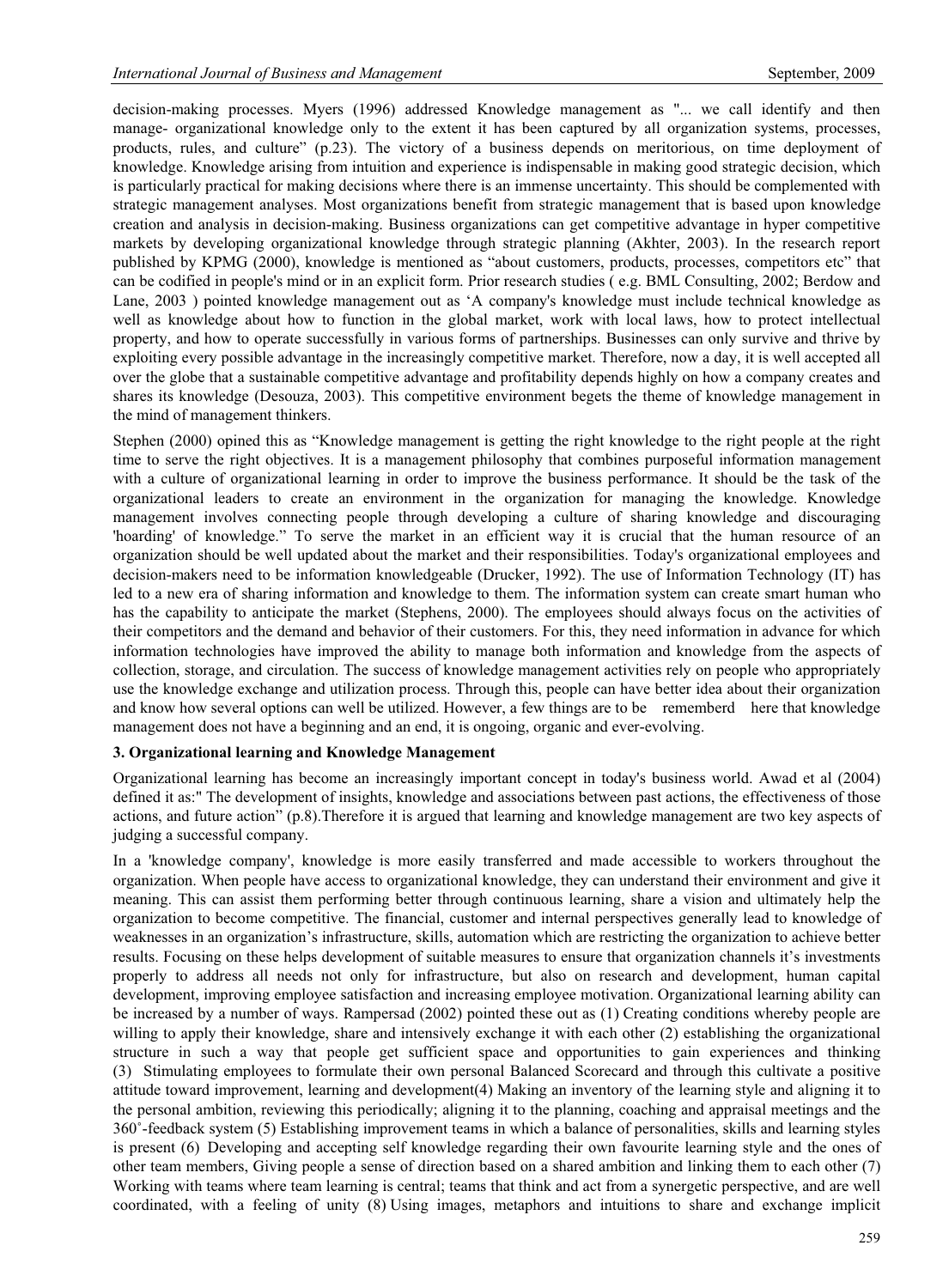decision-making processes. Myers (1996) addressed Knowledge management as "... we call identify and then manage- organizational knowledge only to the extent it has been captured by all organization systems, processes, products, rules, and culture" (p.23). The victory of a business depends on meritorious, on time deployment of knowledge. Knowledge arising from intuition and experience is indispensable in making good strategic decision, which is particularly practical for making decisions where there is an immense uncertainty. This should be complemented with strategic management analyses. Most organizations benefit from strategic management that is based upon knowledge creation and analysis in decision-making. Business organizations can get competitive advantage in hyper competitive markets by developing organizational knowledge through strategic planning (Akhter, 2003). In the research report published by KPMG (2000), knowledge is mentioned as "about customers, products, processes, competitors etc" that can be codified in people's mind or in an explicit form. Prior research studies ( e.g. BML Consulting, 2002; Berdow and Lane, 2003 ) pointed knowledge management out as 'A company's knowledge must include technical knowledge as well as knowledge about how to function in the global market, work with local laws, how to protect intellectual property, and how to operate successfully in various forms of partnerships. Businesses can only survive and thrive by exploiting every possible advantage in the increasingly competitive market. Therefore, now a day, it is well accepted all over the globe that a sustainable competitive advantage and profitability depends highly on how a company creates and shares its knowledge (Desouza, 2003). This competitive environment begets the theme of knowledge management in the mind of management thinkers.

Stephen (2000) opined this as "Knowledge management is getting the right knowledge to the right people at the right time to serve the right objectives. It is a management philosophy that combines purposeful information management with a culture of organizational learning in order to improve the business performance. It should be the task of the organizational leaders to create an environment in the organization for managing the knowledge. Knowledge management involves connecting people through developing a culture of sharing knowledge and discouraging 'hoarding' of knowledge." To serve the market in an efficient way it is crucial that the human resource of an organization should be well updated about the market and their responsibilities. Today's organizational employees and decision-makers need to be information knowledgeable (Drucker, 1992). The use of Information Technology (IT) has led to a new era of sharing information and knowledge to them. The information system can create smart human who has the capability to anticipate the market (Stephens, 2000). The employees should always focus on the activities of their competitors and the demand and behavior of their customers. For this, they need information in advance for which information technologies have improved the ability to manage both information and knowledge from the aspects of collection, storage, and circulation. The success of knowledge management activities rely on people who appropriately use the knowledge exchange and utilization process. Through this, people can have better idea about their organization and know how several options can well be utilized. However, a few things are to be rememberd here that knowledge management does not have a beginning and an end, it is ongoing, organic and ever-evolving.

### 3. Organizational learning and Knowledge Management

Organizational learning has become an increasingly important concept in today's business world. Awad et al (2004) defined it as:" The development of insights, knowledge and associations between past actions, the effectiveness of those actions, and future action" (p.8).Therefore it is argued that learning and knowledge management are two key aspects of judging a successful company.

In a 'knowledge company', knowledge is more easily transferred and made accessible to workers throughout the organization. When people have access to organizational knowledge, they can understand their environment and give it meaning. This can assist them performing better through continuous learning, share a vision and ultimately help the organization to become competitive. The financial, customer and internal perspectives generally lead to knowledge of weaknesses in an organization's infrastructure, skills, automation which are restricting the organization to achieve better results. Focusing on these helps development of suitable measures to ensure that organization channels it's investments properly to address all needs not only for infrastructure, but also on research and development, human capital development, improving employee satisfaction and increasing employee motivation. Organizational learning ability can be increased by a number of ways. Rampersad (2002) pointed these out as (1) Creating conditions whereby people are willing to apply their knowledge, share and intensively exchange it with each other (2) establishing the organizational structure in such a way that people get sufficient space and opportunities to gain experiences and thinking (3) Stimulating employees to formulate their own personal Balanced Scorecard and through this cultivate a positive attitude toward improvement, learning and development(4) Making an inventory of the learning style and aligning it to the personal ambition, reviewing this periodically; aligning it to the planning, coaching and appraisal meetings and the 360˚-feedback system (5) Establishing improvement teams in which a balance of personalities, skills and learning styles is present (6) Developing and accepting self knowledge regarding their own favourite learning style and the ones of other team members, Giving people a sense of direction based on a shared ambition and linking them to each other (7) Working with teams where team learning is central; teams that think and act from a synergetic perspective, and are well coordinated, with a feeling of unity (8) Using images, metaphors and intuitions to share and exchange implicit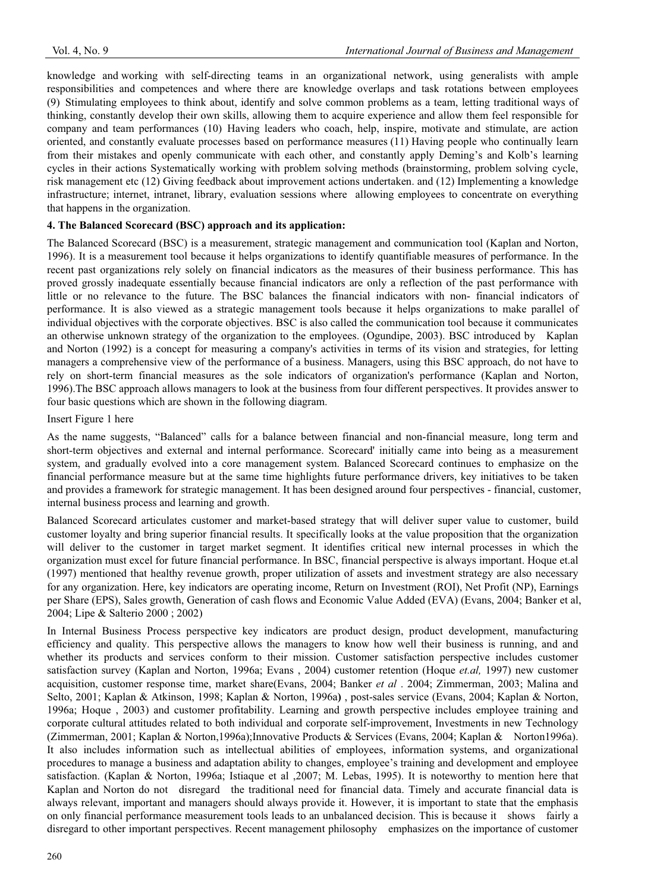knowledge and working with self-directing teams in an organizational network, using generalists with ample responsibilities and competences and where there are knowledge overlaps and task rotations between employees (9) Stimulating employees to think about, identify and solve common problems as a team, letting traditional ways of thinking, constantly develop their own skills, allowing them to acquire experience and allow them feel responsible for company and team performances (10) Having leaders who coach, help, inspire, motivate and stimulate, are action oriented, and constantly evaluate processes based on performance measures (11) Having people who continually learn from their mistakes and openly communicate with each other, and constantly apply Deming's and Kolb's learning cycles in their actions Systematically working with problem solving methods (brainstorming, problem solving cycle, risk management etc (12) Giving feedback about improvement actions undertaken. and (12) Implementing a knowledge infrastructure; internet, intranet, library, evaluation sessions where allowing employees to concentrate on everything that happens in the organization.

**4. The Balanced Scorecard (BSC) approach and its application:**

The Balanced Scorecard (BSC) is a measurement, strategic management and communication tool (Kaplan and Norton, 1996). It is a measurement tool because it helps organizations to identify quantifiable measures of performance. In the recent past organizations rely solely on financial indicators as the measures of their business performance. This has proved grossly inadequate essentially because financial indicators are only a reflection of the past performance with little or no relevance to the future. The BSC balances the financial indicators with non- financial indicators of performance. It is also viewed as a strategic management tools because it helps organizations to make parallel of individual objectives with the corporate objectives. BSC is also called the communication tool because it communicates an otherwise unknown strategy of the organization to the employees. (Ogundipe, 2003). BSC introduced by Kaplan and Norton (1992) is a concept for measuring a company's activities in terms of its vision and strategies, for letting managers a comprehensive view of the performance of a business. Managers, using this BSC approach, do not have to rely on short-term financial measures as the sole indicators of organization's performance (Kaplan and Norton, 1996).The BSC approach allows managers to look at the business from four different perspectives. It provides answer to four basic questions which are shown in the following diagram.

Insert Figure 1 here

As the name suggests, "Balanced" calls for a balance between financial and non-financial measure, long term and short-term objectives and external and internal performance. Scorecard' initially came into being as a measurement system, and gradually evolved into a core management system. Balanced Scorecard continues to emphasize on the financial performance measure but at the same time highlights future performance drivers, key initiatives to be taken and provides a framework for strategic management. It has been designed around four perspectives - financial, customer, internal business process and learning and growth.

Balanced Scorecard articulates customer and market-based strategy that will deliver super value to customer, build customer loyalty and bring superior financial results. It specifically looks at the value proposition that the organization will deliver to the customer in target market segment. It identifies critical new internal processes in which the organization must excel for future financial performance. In BSC, financial perspective is always important. Hoque et.al (1997) mentioned that healthy revenue growth, proper utilization of assets and investment strategy are also necessary for any organization. Here, key indicators are operating income, Return on Investment (ROI), Net Profit (NP), Earnings per Share (EPS), Sales growth, Generation of cash flows and Economic Value Added (EVA) (Evans, 2004; Banker et al, 2004; Lipe & Salterio 2000 ; 2002)

In Internal Business Process perspective key indicators are product design, product development, manufacturing efficiency and quality. This perspective allows the managers to know how well their business is running, and and whether its products and services conform to their mission. Customer satisfaction perspective includes customer satisfaction survey (Kaplan and Norton, 1996a; Evans , 2004) customer retention (Hoque *et.al,* 1997) new customer acquisition, customer response time, market share(Evans, 2004; Banker *et al* . 2004; Zimmerman, 2003; Malina and Selto, 2001; Kaplan & Atkinson, 1998; Kaplan & Norton, 1996a**)** , post-sales service (Evans, 2004; Kaplan & Norton, 1996a; Hoque , 2003) and customer profitability. Learning and growth perspective includes employee training and corporate cultural attitudes related to both individual and corporate self-improvement, Investments in new Technology (Zimmerman, 2001; Kaplan & Norton,1996a);Innovative Products & Services (Evans, 2004; Kaplan & Norton1996a). It also includes information such as intellectual abilities of employees, information systems, and organizational procedures to manage a business and adaptation ability to changes, employee's training and development and employee satisfaction. (Kaplan & Norton, 1996a; Istiaque et al ,2007; M. Lebas, 1995). It is noteworthy to mention here that Kaplan and Norton do not disregard the traditional need for financial data. Timely and accurate financial data is always relevant, important and managers should always provide it. However, it is important to state that the emphasis on only financial performance measurement tools leads to an unbalanced decision. This is because it shows fairly a disregard to other important perspectives. Recent management philosophy emphasizes on the importance of customer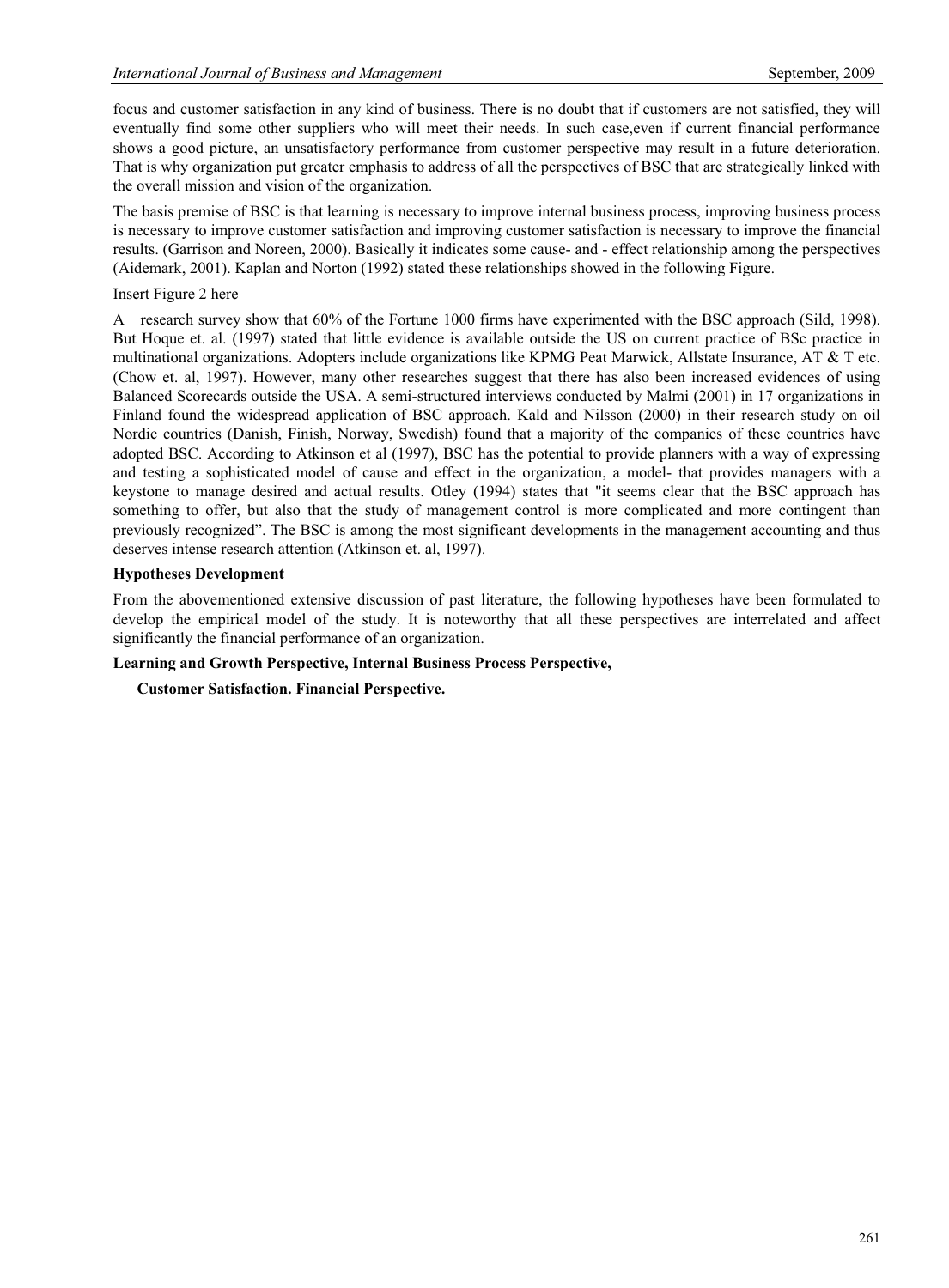focus and customer satisfaction in any kind of business. There is no doubt that if customers are not satisfied, they will eventually find some other suppliers who will meet their needs. In such case,even if current financial performance shows a good picture, an unsatisfactory performance from customer perspective may result in a future deterioration. That is why organization put greater emphasis to address of all the perspectives of BSC that are strategically linked with the overall mission and vision of the organization.

The basis premise of BSC is that learning is necessary to improve internal business process, improving business process is necessary to improve customer satisfaction and improving customer satisfaction is necessary to improve the financial results. (Garrison and Noreen, 2000). Basically it indicates some cause- and - effect relationship among the perspectives (Aidemark, 2001). Kaplan and Norton (1992) stated these relationships showed in the following Figure.

Insert Figure 2 here

A research survey show that 60% of the Fortune 1000 firms have experimented with the BSC approach (Sild, 1998). But Hoque et. al. (1997) stated that little evidence is available outside the US on current practice of BSc practice in multinational organizations. Adopters include organizations like KPMG Peat Marwick, Allstate Insurance, AT & T etc. (Chow et. al, 1997). However, many other researches suggest that there has also been increased evidences of using Balanced Scorecards outside the USA. A semi-structured interviews conducted by Malmi (2001) in 17 organizations in Finland found the widespread application of BSC approach. Kald and Nilsson (2000) in their research study on oil Nordic countries (Danish, Finish, Norway, Swedish) found that a majority of the companies of these countries have adopted BSC. According to Atkinson et al (1997), BSC has the potential to provide planners with a way of expressing and testing a sophisticated model of cause and effect in the organization, a model- that provides managers with a keystone to manage desired and actual results. Otley (1994) states that "it seems clear that the BSC approach has something to offer, but also that the study of management control is more complicated and more contingent than previously recognized". The BSC is among the most significant developments in the management accounting and thus deserves intense research attention (Atkinson et. al, 1997).

**Hypotheses Development**

From the abovementioned extensive discussion of past literature, the following hypotheses have been formulated to develop the empirical model of the study. It is noteworthy that all these perspectives are interrelated and affect significantly the financial performance of an organization.

**Learning and Growth Perspective, Internal Business Process Perspective,**

**Customer Satisfaction. Financial Perspective.**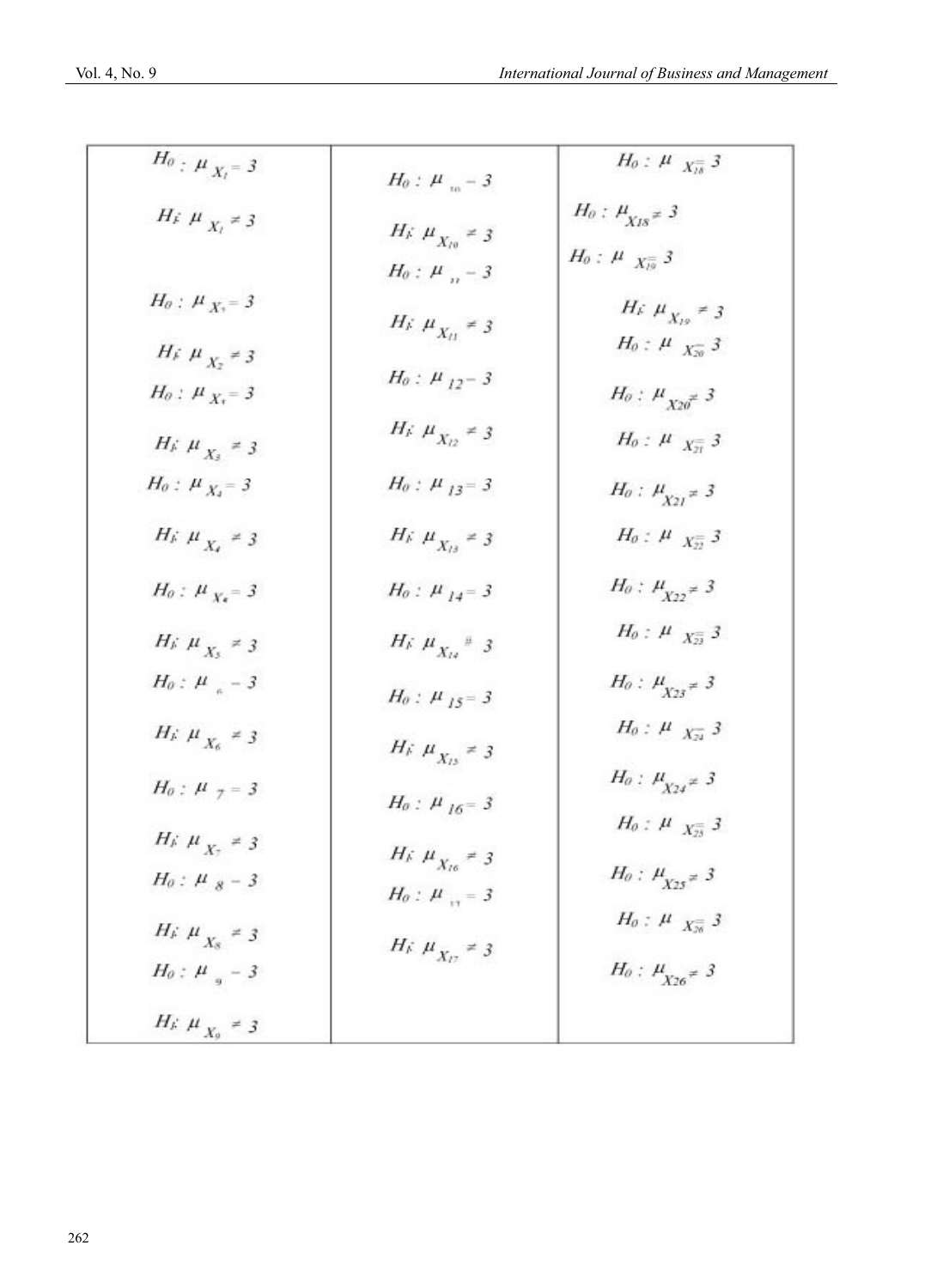| | | |
|---|---|---|
| $H_0: \mu_{X_1} = 3$<br><br>$H_1: \mu_{X_1} \neq 3$<br><br>$H_0: \mu_{X_2} = 3$<br><br>$H_1: \mu_{X_2} \neq 3$<br><br>$H_0: \mu_{X_3} = 3$<br><br>$H_1: \mu_{X_3} \neq 3$<br><br>$H_0: \mu_{X_4} = 3$<br><br>$H_1: \mu_{X_4} \neq 3$<br><br>$H_0: \mu_{X_5} = 3$<br><br>$H_1: \mu_{X_5} \neq 3$<br><br>$H_0: \mu_{6} = 3$<br><br>$H_1: \mu_{X_6} \neq 3$<br><br>$H_0: \mu_{7} = 3$<br><br>$H_1: \mu_{X_7} \neq 3$<br><br>$H_0: \mu_{8} = 3$<br><br>$H_1: \mu_{X_8} \neq 3$<br><br>$H_0: \mu_{9} = 3$<br><br>$H_1: \mu_{X_9} \neq 3$ | $H_0: \mu_{10} = 3$<br><br>$H_1: \mu_{X_{10}} \neq 3$<br><br>$H_0: \mu_{11} = 3$<br><br>$H_1: \mu_{X_{11}} \neq 3$<br><br>$H_0: \mu_{12} = 3$<br><br>$H_1: \mu_{X_{12}} \neq 3$<br><br>$H_0: \mu_{13} = 3$<br><br>$H_1: \mu_{X_{13}} \neq 3$<br><br>$H_0: \mu_{14} = 3$<br><br>$H_1: \mu_{X_{14}} \neq 3$<br><br>$H_0: \mu_{15} = 3$<br><br>$H_1: \mu_{X_{15}} \neq 3$<br><br>$H_0: \mu_{16} = 3$<br><br>$H_1: \mu_{X_{16}} \neq 3$<br><br>$H_0: \mu_{17} = 3$<br><br>$H_1: \mu_{X_{17}} \neq 3$ | $H_0: \mu_{X_{18}} = 3$<br><br>$H_0: \mu_{X18} \neq 3$<br><br>$H_0: \mu_{X_{19}} = 3$<br><br>$H_1: \mu_{X_{19}} \neq 3$<br><br>$H_0: \mu_{X_{20}} = 3$<br><br>$H_0: \mu_{X20} \neq 3$<br><br>$H_0: \mu_{X_{21}} = 3$<br><br>$H_0: \mu_{X21} \neq 3$<br><br>$H_0: \mu_{X_{22}} = 3$<br><br>$H_0: \mu_{X22} \neq 3$<br><br>$H_0: \mu_{X_{23}} = 3$<br><br>$H_0: \mu_{X23} \neq 3$<br><br>$H_0: \mu_{X_{24}} = 3$<br><br>$H_0: \mu_{X24} \neq 3$<br><br>$H_0: \mu_{X_{25}} = 3$<br><br>$H_0: \mu_{X25} \neq 3$<br><br>$H_0: \mu_{X_{26}} = 3$<br><br>$H_0: \mu_{X26} \neq 3$ |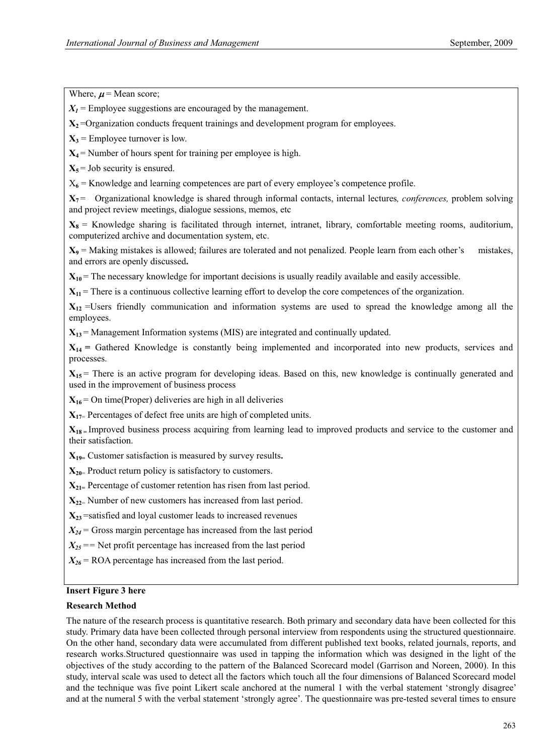Where, $\mu$ = Mean score;

$X_1$ = Employee suggestions are encouraged by the management.

$X_2$ =Organization conducts frequent trainings and development program for employees.

$X_3$ = Employee turnover is low.

$X_4$ = Number of hours spent for training per employee is high.

$X_5$ = Job security is ensured.

$X_6$ = Knowledge and learning competences are part of every employee's competence profile.

$X_7$ = Organizational knowledge is shared through informal contacts, internal lectures*, conferences,* problem solving and project review meetings, dialogue sessions, memos, etc

$X_8$ = Knowledge sharing is facilitated through internet, intranet, library, comfortable meeting rooms, auditorium, computerized archive and documentation system, etc.

$X_9$ = Making mistakes is allowed; failures are tolerated and not penalized. People learn from each other's mistakes, and errors are openly discussed**.**

$X_{10}$ = The necessary knowledge for important decisions is usually readily available and easily accessible.

$X_{11}$ = There is a continuous collective learning effort to develop the core competences of the organization.

$X_{12}$ =Users friendly communication and information systems are used to spread the knowledge among all the employees.

$X_{13}$ = Management Information systems (MIS) are integrated and continually updated.

$X_{14}$ **=** Gathered Knowledge is constantly being implemented and incorporated into new products, services and processes.

$X_{15}$ = There is an active program for developing ideas. Based on this, new knowledge is continually generated and used in the improvement of business process

$X_{16}$ = On time(Proper) deliveries are high in all deliveries

$X_{17}$= Percentages of defect free units are high of completed units.

$X_{18}$ = Improved business process acquiring from learning lead to improved products and service to the customer and their satisfaction.

$X_{19}$= Customer satisfaction is measured by survey results**.**

$X_{20}$= Product return policy is satisfactory to customers.

$X_{21}$= Percentage of customer retention has risen from last period.

$X_{22}$= Number of new customers has increased from last period.

$X_{23}$ =satisfied and loyal customer leads to increased revenues

$X_{24}$ = Gross margin percentage has increased from the last period

$X_{25}$ == Net profit percentage has increased from the last period

$X_{26}$ = ROA percentage has increased from the last period.

**Insert Figure 3 here**

**Research Method**

The nature of the research process is quantitative research. Both primary and secondary data have been collected for this study. Primary data have been collected through personal interview from respondents using the structured questionnaire. On the other hand, secondary data were accumulated from different published text books, related journals, reports, and research works.Structured questionnaire was used in tapping the information which was designed in the light of the objectives of the study according to the pattern of the Balanced Scorecard model (Garrison and Noreen, 2000). In this study, interval scale was used to detect all the factors which touch all the four dimensions of Balanced Scorecard model and the technique was five point Likert scale anchored at the numeral 1 with the verbal statement 'strongly disagree' and at the numeral 5 with the verbal statement 'strongly agree'. The questionnaire was pre-tested several times to ensure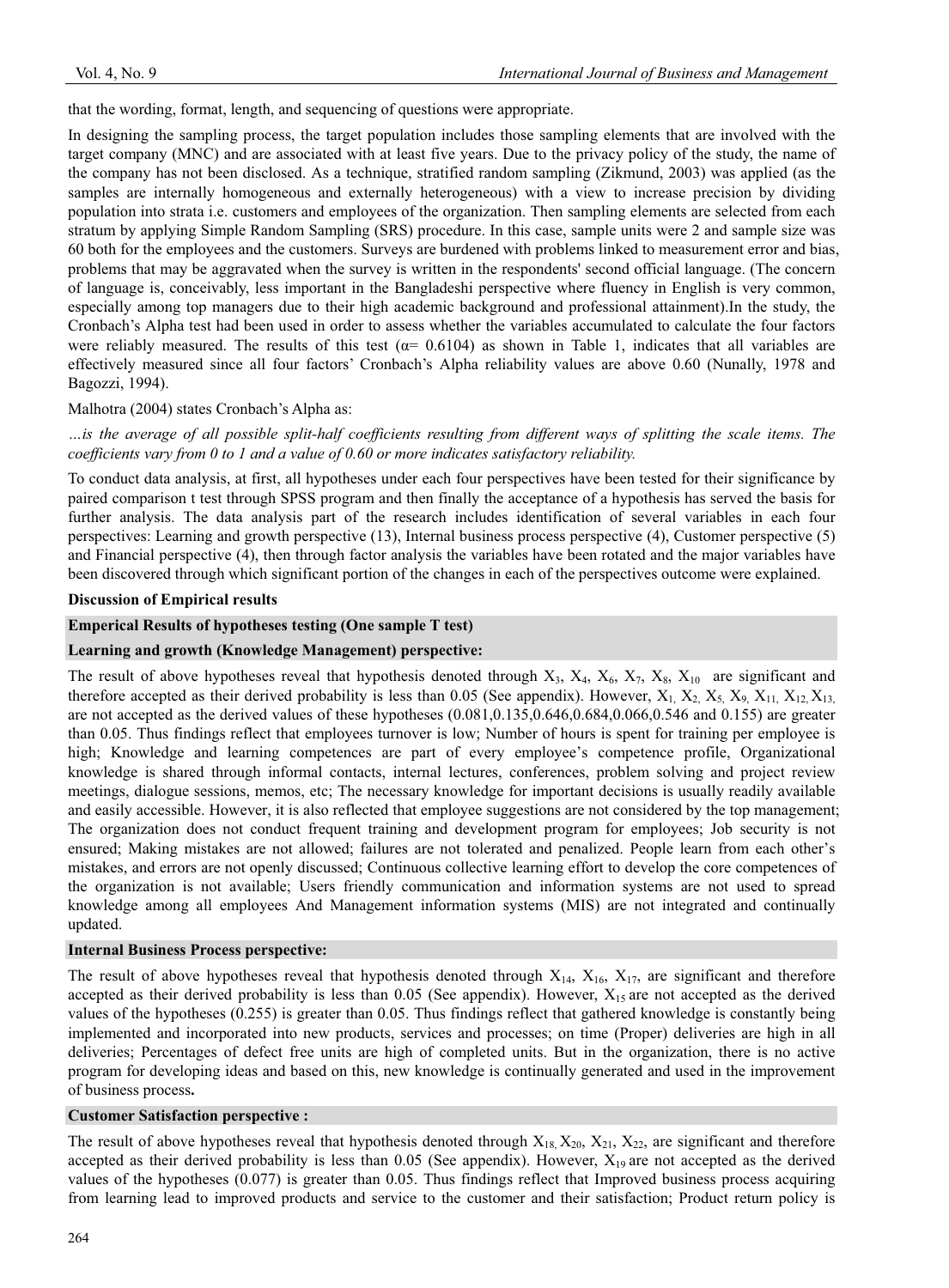that the wording, format, length, and sequencing of questions were appropriate.

In designing the sampling process, the target population includes those sampling elements that are involved with the target company (MNC) and are associated with at least five years. Due to the privacy policy of the study, the name of the company has not been disclosed. As a technique, stratified random sampling (Zikmund, 2003) was applied (as the samples are internally homogeneous and externally heterogeneous) with a view to increase precision by dividing population into strata i.e. customers and employees of the organization. Then sampling elements are selected from each stratum by applying Simple Random Sampling (SRS) procedure. In this case, sample units were 2 and sample size was 60 both for the employees and the customers. Surveys are burdened with problems linked to measurement error and bias, problems that may be aggravated when the survey is written in the respondents' second official language. (The concern of language is, conceivably, less important in the Bangladeshi perspective where fluency in English is very common, especially among top managers due to their high academic background and professional attainment).In the study, the Cronbach's Alpha test had been used in order to assess whether the variables accumulated to calculate the four factors were reliably measured. The results of this test ($\alpha$= 0.6104) as shown in Table 1, indicates that all variables are effectively measured since all four factors' Cronbach's Alpha reliability values are above 0.60 (Nunally, 1978 and Bagozzi, 1994).

Malhotra (2004) states Cronbach's Alpha as:

*…is the average of all possible split-half coefficients resulting from different ways of splitting the scale items. The coefficients vary from 0 to 1 and a value of 0.60 or more indicates satisfactory reliability.*

To conduct data analysis, at first, all hypotheses under each four perspectives have been tested for their significance by paired comparison t test through SPSS program and then finally the acceptance of a hypothesis has served the basis for further analysis. The data analysis part of the research includes identification of several variables in each four perspectives: Learning and growth perspective (13), Internal business process perspective (4), Customer perspective (5) and Financial perspective (4), then through factor analysis the variables have been rotated and the major variables have been discovered through which significant portion of the changes in each of the perspectives outcome were explained.

**Discussion of Empirical results**

**Emperical Results of hypotheses testing (One sample T test)**

**Learning and growth (Knowledge Management) perspective:**

The result of above hypotheses reveal that hypothesis denoted through $X_3$, $X_4$, $X_6$, $X_7$, $X_8$, $X_{10}$ are significant and therefore accepted as their derived probability is less than 0.05 (See appendix). However, $X_1$, $X_2$, $X_5$, $X_9$, $X_{11}$, $X_{12}$, $X_{13}$, are not accepted as the derived values of these hypotheses (0.081,0.135,0.646,0.684,0.066,0.546 and 0.155) are greater than 0.05. Thus findings reflect that employees turnover is low; Number of hours is spent for training per employee is high; Knowledge and learning competences are part of every employee's competence profile, Organizational knowledge is shared through informal contacts, internal lectures, conferences, problem solving and project review meetings, dialogue sessions, memos, etc; The necessary knowledge for important decisions is usually readily available and easily accessible. However, it is also reflected that employee suggestions are not considered by the top management; The organization does not conduct frequent training and development program for employees; Job security is not ensured; Making mistakes are not allowed; failures are not tolerated and penalized. People learn from each other's mistakes, and errors are not openly discussed; Continuous collective learning effort to develop the core competences of the organization is not available; Users friendly communication and information systems are not used to spread knowledge among all employees And Management information systems (MIS) are not integrated and continually updated.

**Internal Business Process perspective:**

The result of above hypotheses reveal that hypothesis denoted through $X_{14}$, $X_{16}$, $X_{17}$, are significant and therefore accepted as their derived probability is less than 0.05 (See appendix). However, $X_{15}$ are not accepted as the derived values of the hypotheses (0.255) is greater than 0.05. Thus findings reflect that gathered knowledge is constantly being implemented and incorporated into new products, services and processes; on time (Proper) deliveries are high in all deliveries; Percentages of defect free units are high of completed units. But in the organization, there is no active program for developing ideas and based on this, new knowledge is continually generated and used in the improvement of business process**.**

**Customer Satisfaction perspective :**

The result of above hypotheses reveal that hypothesis denoted through $X_{18}$, $X_{20}$, $X_{21}$, $X_{22}$, are significant and therefore accepted as their derived probability is less than 0.05 (See appendix). However, $X_{19}$ are not accepted as the derived values of the hypotheses (0.077) is greater than 0.05. Thus findings reflect that Improved business process acquiring from learning lead to improved products and service to the customer and their satisfaction; Product return policy is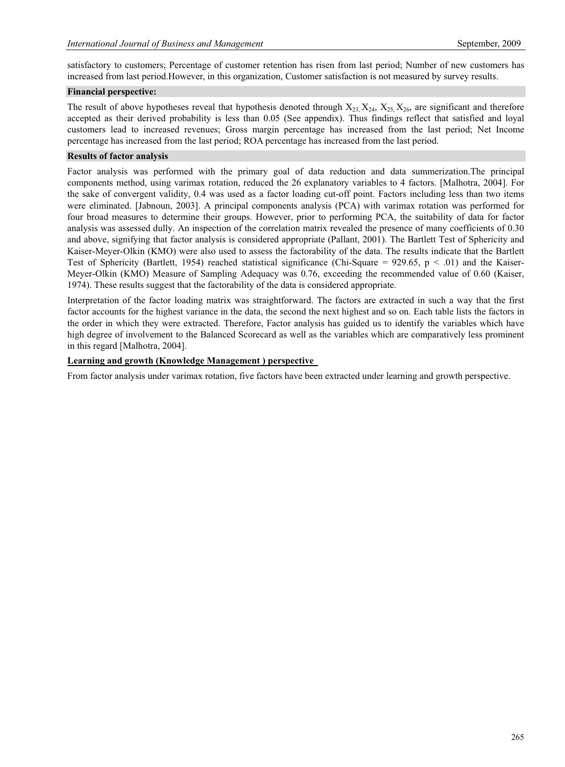satisfactory to customers; Percentage of customer retention has risen from last period; Number of new customers has increased from last period.However, in this organization, Customer satisfaction is not measured by survey results.

### Financial perspective:

The result of above hypotheses reveal that hypothesis denoted through $X_{23,}$ $X_{24}$, $X_{25,}$ $X_{26}$, are significant and therefore accepted as their derived probability is less than 0.05 (See appendix). Thus findings reflect that satisfied and loyal customers lead to increased revenues; Gross margin percentage has increased from the last period; Net Income percentage has increased from the last period; ROA percentage has increased from the last period.

### Results of factor analysis

Factor analysis was performed with the primary goal of data reduction and data summerization.The principal components method, using varimax rotation, reduced the 26 explanatory variables to 4 factors. [Malhotra, 2004]. For the sake of convergent validity, 0.4 was used as a factor loading cut-off point. Factors including less than two items were eliminated. [Jabnoun, 2003]. A principal components analysis (PCA) with varimax rotation was performed for four broad measures to determine their groups. However, prior to performing PCA, the suitability of data for factor analysis was assessed dully. An inspection of the correlation matrix revealed the presence of many coefficients of 0.30 and above, signifying that factor analysis is considered appropriate (Pallant, 2001). The Bartlett Test of Sphericity and Kaiser-Meyer-Olkin (KMO) were also used to assess the factorability of the data. The results indicate that the Bartlett Test of Sphericity (Bartlett, 1954) reached statistical significance (Chi-Square = 929.65, $p < .01$) and the Kaiser-Meyer-Olkin (KMO) Measure of Sampling Adequacy was 0.76, exceeding the recommended value of 0.60 (Kaiser, 1974). These results suggest that the factorability of the data is considered appropriate.

Interpretation of the factor loading matrix was straightforward. The factors are extracted in such a way that the first factor accounts for the highest variance in the data, the second the next highest and so on. Each table lists the factors in the order in which they were extracted. Therefore, Factor analysis has guided us to identify the variables which have high degree of involvement to the Balanced Scorecard as well as the variables which are comparatively less prominent in this regard [Malhotra, 2004].

### Learning and growth (Knowledge Management ) perspective

From factor analysis under varimax rotation, five factors have been extracted under learning and growth perspective.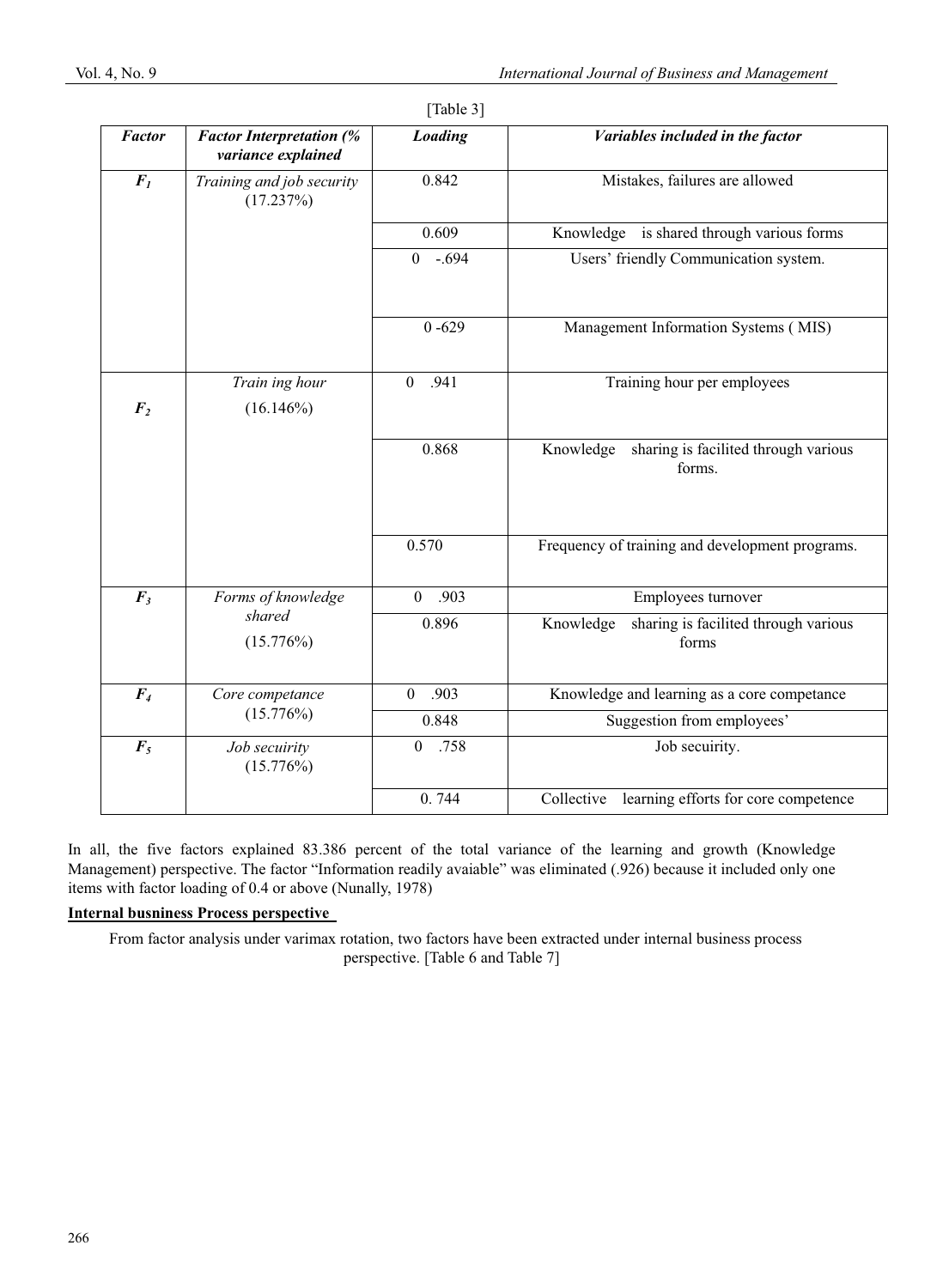[Table 3]

| *Factor* | *Factor Interpretation (% variance explained* | *Loading* | *Variables included in the factor* |
|---|---|---|---|
| $F_1$ | *Training and job security* (17.237%) | 0.842 | Mistakes, failures are allowed |
| | | 0.609 | Knowledge is shared through various forms |
| | | 0 -.694 | Users' friendly Communication system. |
| | | 0 -629 | Management Information Systems ( MIS) |
| $F_2$ | *Train ing hour* (16.146%) | 0 .941 | Training hour per employees |
| | | 0.868 | Knowledge sharing is facilited through various forms. |
| | | 0.570 | Frequency of training and development programs. |
| $F_3$ | *Forms of knowledge shared* (15.776%) | 0 .903 | Employees turnover |
| | | 0.896 | Knowledge sharing is facilited through various forms |
| $F_4$ | *Core competance* (15.776%) | 0 .903 | Knowledge and learning as a core competance |
| | | 0.848 | Suggestion from employees' |
| $F_5$ | *Job secuirity* (15.776%) | 0 .758 | Job secuirity. |
| | | 0. 744 | Collective learning efforts for core competence |

In all, the five factors explained 83.386 percent of the total variance of the learning and growth (Knowledge Management) perspective. The factor "Information readily avaiable" was eliminated (.926) because it included only one items with factor loading of 0.4 or above (Nunally, 1978)

**Internal busniness Process perspective**

From factor analysis under varimax rotation, two factors have been extracted under internal business process perspective. [Table 6 and Table 7]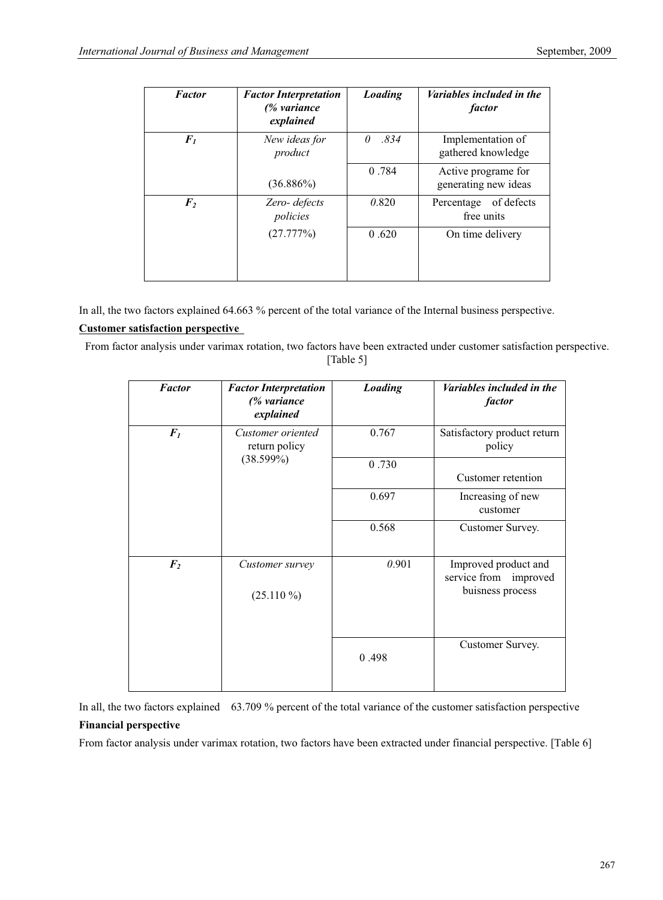| *Factor* | *Factor Interpretation (% variance explained* | *Loading* | *Variables included in the factor* |
|---|---|---|---|
| $F_1$ | *New ideas for product* | *0 .834* | Implementation of gathered knowledge |
| | (36.886%) | 0 .784 | Active programe for generating new ideas |
| $F_2$ | *Zero- defects policies* | *0.*820 | Percentage of defects free units |
| | (27.777%) | 0 .620 | On time delivery |

In all, the two factors explained 64.663 % percent of the total variance of the Internal business perspective.

**Customer satisfaction perspective**

From factor analysis under varimax rotation, two factors have been extracted under customer satisfaction perspective. [Table 5]

| *Factor* | *Factor Interpretation (% variance explained* | *Loading* | *Variables included in the factor* |
|---|---|---|---|
| $F_1$ | *Customer oriented return policy* (38.599%) | 0.767 | Satisfactory product return policy |
| | | 0 .730 | Customer retention |
| | | 0.697 | Increasing of new customer |
| | | 0.568 | Customer Survey. |
| $F_2$ | *Customer survey* (25.110 %) | *0.*901 | Improved product and service from improved buisness process |
| | | 0 .498 | Customer Survey. |

In all, the two factors explained 63.709 % percent of the total variance of the customer satisfaction perspective

**Financial perspective**

From factor analysis under varimax rotation, two factors have been extracted under financial perspective. [Table 6]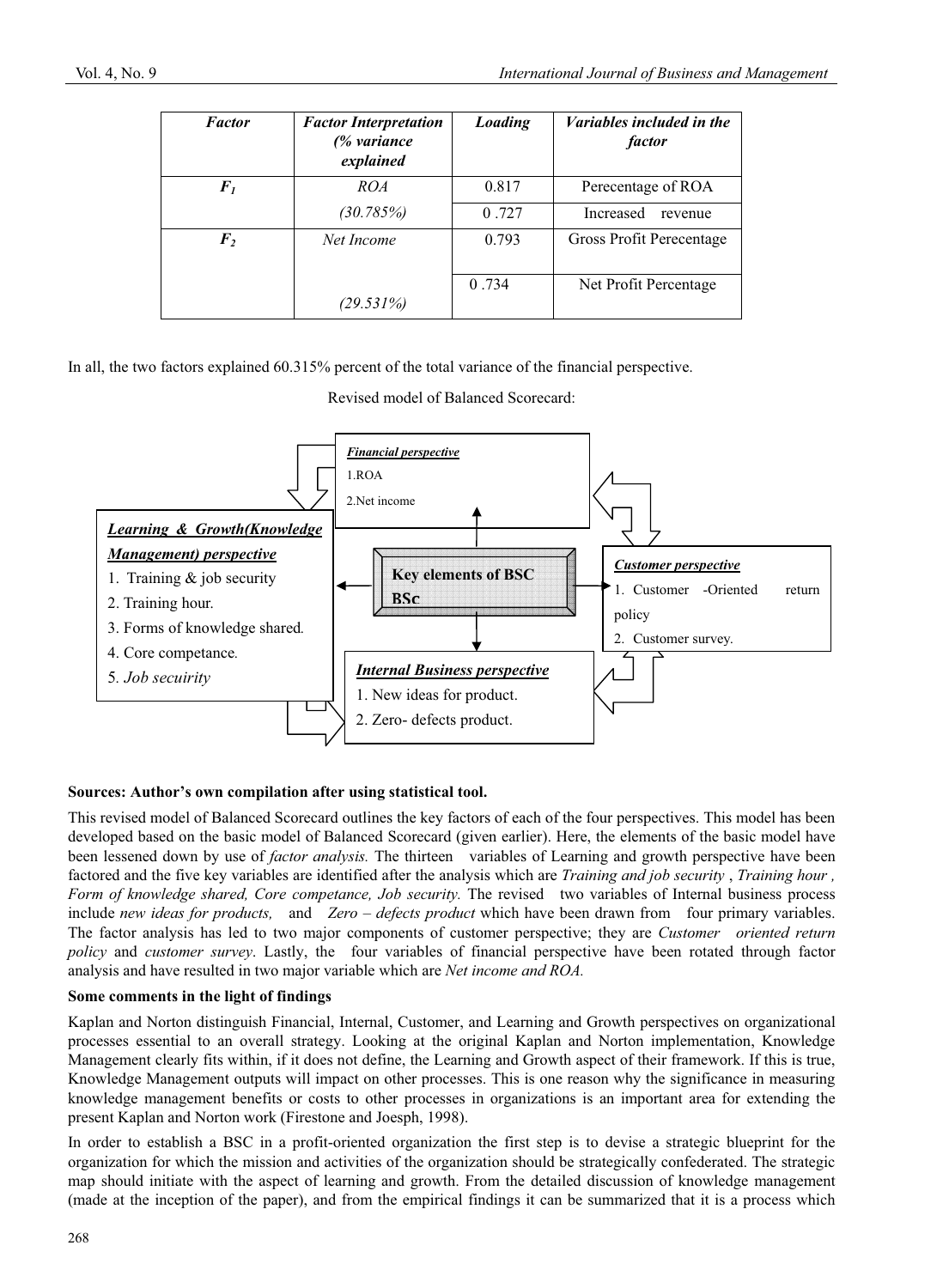| *Factor* | *Factor Interpretation (% variance explained* | *Loading* | *Variables included in the factor* |
|---|---|---|---|
| $F_1$ | *ROA* | 0.817 | Perecentage of ROA |
| | *(30.785%)* | 0 .727 | Increased revenue |
| $F_2$ | *Net Income* | 0.793 | Gross Profit Perecentage |
| | *(29.531%)* | 0 .734 | Net Profit Percentage |

In all, the two factors explained 60.315% percent of the total variance of the financial perspective.

Revised model of Balanced Scorecard:

***Financial perspective***
1.ROA
2.Net income

***Learning & Growth(Knowledge Management) perspective***
1. Training & job security
2. Training hour.
3. Forms of knowledge shared.
4. Core competance.
5. *Job secuirity*

**Key elements of BSC BSc**

***Customer perspective***
1. Customer -Oriented return policy
2. Customer survey.

***Internal Business perspective***
1. New ideas for product.
2. Zero- defects product.

**Sources: Author's own compilation after using statistical tool.**

This revised model of Balanced Scorecard outlines the key factors of each of the four perspectives. This model has been developed based on the basic model of Balanced Scorecard (given earlier). Here, the elements of the basic model have been lessened down by use of *factor analysis.* The thirteen variables of Learning and growth perspective have been factored and the five key variables are identified after the analysis which are *Training and job security* , *Training hour , Form of knowledge shared, Core competance, Job security.* The revised two variables of Internal business process include *new ideas for products,* and *Zero – defects product* which have been drawn from four primary variables. The factor analysis has led to two major components of customer perspective; they are *Customer oriented return policy* and *customer survey*. Lastly, the four variables of financial perspective have been rotated through factor analysis and have resulted in two major variable which are *Net income and ROA.*

**Some comments in the light of findings**

Kaplan and Norton distinguish Financial, Internal, Customer, and Learning and Growth perspectives on organizational processes essential to an overall strategy. Looking at the original Kaplan and Norton implementation, Knowledge Management clearly fits within, if it does not define, the Learning and Growth aspect of their framework. If this is true, Knowledge Management outputs will impact on other processes. This is one reason why the significance in measuring knowledge management benefits or costs to other processes in organizations is an important area for extending the present Kaplan and Norton work (Firestone and Joesph, 1998).

In order to establish a BSC in a profit-oriented organization the first step is to devise a strategic blueprint for the organization for which the mission and activities of the organization should be strategically confederated. The strategic map should initiate with the aspect of learning and growth. From the detailed discussion of knowledge management (made at the inception of the paper), and from the empirical findings it can be summarized that it is a process which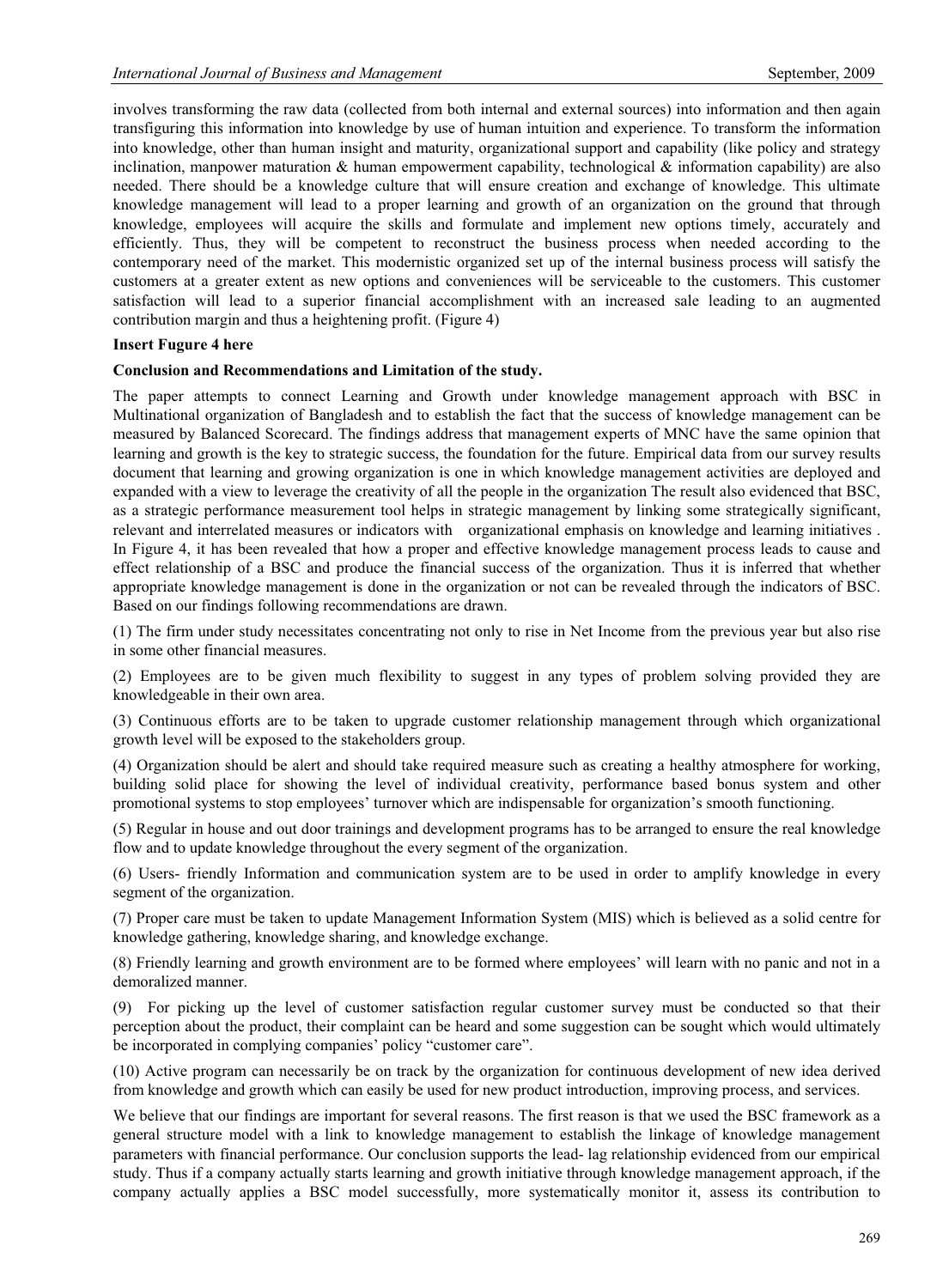involves transforming the raw data (collected from both internal and external sources) into information and then again transfiguring this information into knowledge by use of human intuition and experience. To transform the information into knowledge, other than human insight and maturity, organizational support and capability (like policy and strategy inclination, manpower maturation & human empowerment capability, technological & information capability) are also needed. There should be a knowledge culture that will ensure creation and exchange of knowledge. This ultimate knowledge management will lead to a proper learning and growth of an organization on the ground that through knowledge, employees will acquire the skills and formulate and implement new options timely, accurately and efficiently. Thus, they will be competent to reconstruct the business process when needed according to the contemporary need of the market. This modernistic organized set up of the internal business process will satisfy the customers at a greater extent as new options and conveniences will be serviceable to the customers. This customer satisfaction will lead to a superior financial accomplishment with an increased sale leading to an augmented contribution margin and thus a heightening profit. (Figure 4)

**Insert Fugure 4 here**

**Conclusion and Recommendations and Limitation of the study.**

The paper attempts to connect Learning and Growth under knowledge management approach with BSC in Multinational organization of Bangladesh and to establish the fact that the success of knowledge management can be measured by Balanced Scorecard. The findings address that management experts of MNC have the same opinion that learning and growth is the key to strategic success, the foundation for the future. Empirical data from our survey results document that learning and growing organization is one in which knowledge management activities are deployed and expanded with a view to leverage the creativity of all the people in the organization The result also evidenced that BSC, as a strategic performance measurement tool helps in strategic management by linking some strategically significant, relevant and interrelated measures or indicators with organizational emphasis on knowledge and learning initiatives . In Figure 4, it has been revealed that how a proper and effective knowledge management process leads to cause and effect relationship of a BSC and produce the financial success of the organization. Thus it is inferred that whether appropriate knowledge management is done in the organization or not can be revealed through the indicators of BSC. Based on our findings following recommendations are drawn.

(1) The firm under study necessitates concentrating not only to rise in Net Income from the previous year but also rise in some other financial measures.

(2) Employees are to be given much flexibility to suggest in any types of problem solving provided they are knowledgeable in their own area.

(3) Continuous efforts are to be taken to upgrade customer relationship management through which organizational growth level will be exposed to the stakeholders group.

(4) Organization should be alert and should take required measure such as creating a healthy atmosphere for working, building solid place for showing the level of individual creativity, performance based bonus system and other promotional systems to stop employees' turnover which are indispensable for organization's smooth functioning.

(5) Regular in house and out door trainings and development programs has to be arranged to ensure the real knowledge flow and to update knowledge throughout the every segment of the organization.

(6) Users- friendly Information and communication system are to be used in order to amplify knowledge in every segment of the organization.

(7) Proper care must be taken to update Management Information System (MIS) which is believed as a solid centre for knowledge gathering, knowledge sharing, and knowledge exchange.

(8) Friendly learning and growth environment are to be formed where employees' will learn with no panic and not in a demoralized manner.

(9) For picking up the level of customer satisfaction regular customer survey must be conducted so that their perception about the product, their complaint can be heard and some suggestion can be sought which would ultimately be incorporated in complying companies' policy "customer care".

(10) Active program can necessarily be on track by the organization for continuous development of new idea derived from knowledge and growth which can easily be used for new product introduction, improving process, and services.

We believe that our findings are important for several reasons. The first reason is that we used the BSC framework as a general structure model with a link to knowledge management to establish the linkage of knowledge management parameters with financial performance. Our conclusion supports the lead- lag relationship evidenced from our empirical study. Thus if a company actually starts learning and growth initiative through knowledge management approach, if the company actually applies a BSC model successfully, more systematically monitor it, assess its contribution to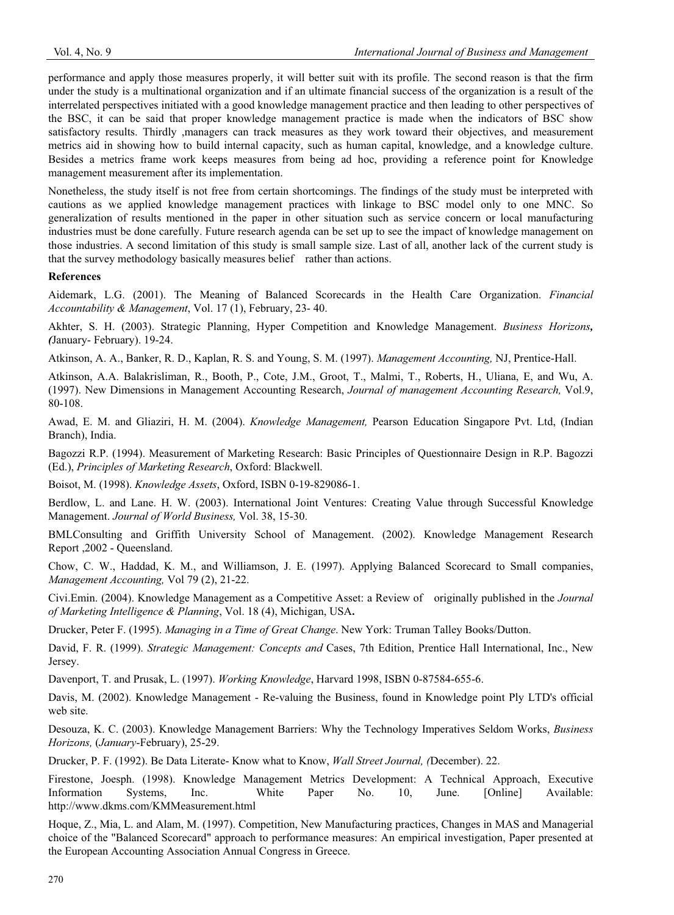performance and apply those measures properly, it will better suit with its profile. The second reason is that the firm under the study is a multinational organization and if an ultimate financial success of the organization is a result of the interrelated perspectives initiated with a good knowledge management practice and then leading to other perspectives of the BSC, it can be said that proper knowledge management practice is made when the indicators of BSC show satisfactory results. Thirdly ,managers can track measures as they work toward their objectives, and measurement metrics aid in showing how to build internal capacity, such as human capital, knowledge, and a knowledge culture. Besides a metrics frame work keeps measures from being ad hoc, providing a reference point for Knowledge management measurement after its implementation.

Nonetheless, the study itself is not free from certain shortcomings. The findings of the study must be interpreted with cautions as we applied knowledge management practices with linkage to BSC model only to one MNC. So generalization of results mentioned in the paper in other situation such as service concern or local manufacturing industries must be done carefully. Future research agenda can be set up to see the impact of knowledge management on those industries. A second limitation of this study is small sample size. Last of all, another lack of the current study is that the survey methodology basically measures belief rather than actions.

**References**

Aidemark, L.G. (2001). The Meaning of Balanced Scorecards in the Health Care Organization. *Financial Accountability & Management*, Vol. 17 (1), February, 23- 40.

Akhter, S. H. (2003). Strategic Planning, Hyper Competition and Knowledge Management. *Business Horizons, (*January- February). 19-24.

Atkinson, A. A., Banker, R. D., Kaplan, R. S. and Young, S. M. (1997). *Management Accounting,* NJ, Prentice-Hall.

Atkinson, A.A. Balakrisliman, R., Booth, P., Cote, J.M., Groot, T., Malmi, T., Roberts, H., Uliana, E, and Wu, A. (1997). New Dimensions in Management Accounting Research, *Journal of management Accounting Research,* Vol.9, 80-108.

Awad, E. M. and Gliaziri, H. M. (2004). *Knowledge Management,* Pearson Education Singapore Pvt. Ltd, (Indian Branch), India.

Bagozzi R.P. (1994). Measurement of Marketing Research: Basic Principles of Questionnaire Design in R.P. Bagozzi (Ed.), *Principles of Marketing Research*, Oxford: Blackwell.

Boisot, M. (1998). *Knowledge Assets*, Oxford, ISBN 0-19-829086-1.

Berdlow, L. and Lane. H. W. (2003). International Joint Ventures: Creating Value through Successful Knowledge Management. *Journal of World Business,* Vol. 38, 15-30.

BMLConsulting and Griffith University School of Management. (2002). Knowledge Management Research Report ,2002 - Queensland.

Chow, C. W., Haddad, K. M., and Williamson, J. E. (1997). Applying Balanced Scorecard to Small companies, *Management Accounting,* Vol 79 (2), 21-22.

Civi.Emin. (2004). Knowledge Management as a Competitive Asset: a Review of originally published in the *Journal of Marketing Intelligence & Planning*, Vol. 18 (4), Michigan, USA**.**

Drucker, Peter F. (1995). *Managing in a Time of Great Change*. New York: Truman Talley Books/Dutton.

David, F. R. (1999). *Strategic Management: Concepts and* Cases, 7th Edition, Prentice Hall International, Inc., New Jersey.

Davenport, T. and Prusak, L. (1997). *Working Knowledge*, Harvard 1998, ISBN 0-87584-655-6.

Davis, M. (2002). Knowledge Management - Re-valuing the Business, found in Knowledge point Ply LTD's official web site.

Desouza, K. C. (2003). Knowledge Management Barriers: Why the Technology Imperatives Seldom Works, *Business Horizons,* (*January*-February), 25-29.

Drucker, P. F. (1992). Be Data Literate- Know what to Know, *Wall Street Journal, (*December). 22.

Firestone, Joesph. (1998). Knowledge Management Metrics Development: A Technical Approach, Executive Information Systems, Inc. White Paper No. 10, June. [Online] Available: http://www.dkms.com/KMMeasurement.html

Hoque, Z., Mia, L. and Alam, M. (1997). Competition, New Manufacturing practices, Changes in MAS and Managerial choice of the "Balanced Scorecard" approach to performance measures: An empirical investigation, Paper presented at the European Accounting Association Annual Congress in Greece.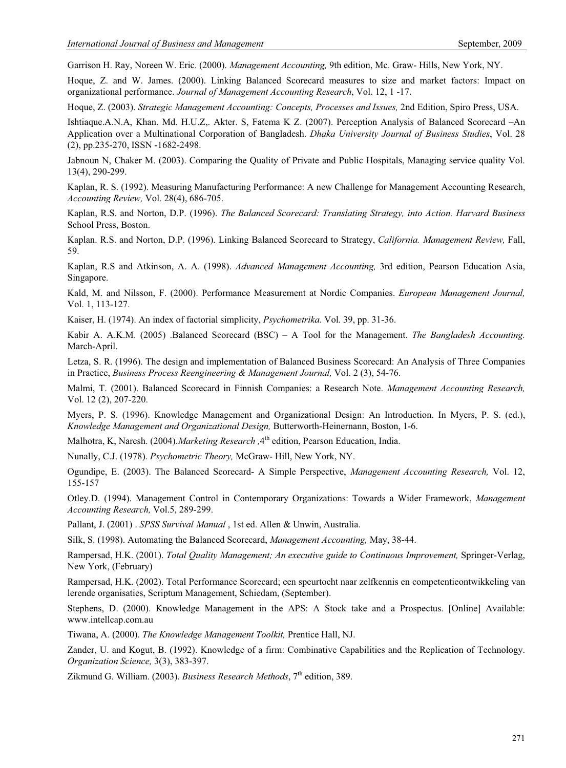Garrison H. Ray, Noreen W. Eric. (2000). *Management Accounting,* 9th edition, Mc. Graw- Hills, New York, NY.

Hoque, Z. and W. James. (2000). Linking Balanced Scorecard measures to size and market factors: Impact on organizational performance. *Journal of Management Accounting Research*, Vol. 12, 1 -17.

Hoque, Z. (2003). *Strategic Management Accounting: Concepts, Processes and Issues,* 2nd Edition, Spiro Press, USA.

Ishtiaque.A.N.A, Khan. Md. H.U.Z,. Akter. S, Fatema K Z. (2007). Perception Analysis of Balanced Scorecard –An Application over a Multinational Corporation of Bangladesh. *Dhaka University Journal of Business Studies*, Vol. 28 (2), pp.235-270, ISSN -1682-2498.

Jabnoun N, Chaker M. (2003). Comparing the Quality of Private and Public Hospitals, Managing service quality Vol. 13(4), 290-299.

Kaplan, R. S. (1992). Measuring Manufacturing Performance: A new Challenge for Management Accounting Research, *Accounting Review,* Vol. 28(4), 686-705.

Kaplan, R.S. and Norton, D.P. (1996). *The Balanced Scorecard: Translating Strategy, into Action. Harvard Business* School Press, Boston.

Kaplan. R.S. and Norton, D.P. (1996). Linking Balanced Scorecard to Strategy, *California. Management Review,* Fall, 59.

Kaplan, R.S and Atkinson, A. A. (1998). *Advanced Management Accounting,* 3rd edition, Pearson Education Asia, Singapore.

Kald, M. and Nilsson, F. (2000). Performance Measurement at Nordic Companies. *European Management Journal,* Vol. 1, 113-127.

Kaiser, H. (1974). An index of factorial simplicity, *Psychometrika.* Vol. 39, pp. 31-36.

Kabir A. A.K.M. (2005) .Balanced Scorecard (BSC) – A Tool for the Management. *The Bangladesh Accounting.* March-April.

Letza, S. R. (1996). The design and implementation of Balanced Business Scorecard: An Analysis of Three Companies in Practice, *Business Process Reengineering & Management Journal,* Vol. 2 (3), 54-76.

Malmi, T. (2001). Balanced Scorecard in Finnish Companies: a Research Note. *Management Accounting Research,* Vol. 12 (2), 207-220.

Myers, P. S. (1996). Knowledge Management and Organizational Design: An Introduction. In Myers, P. S. (ed.), *Knowledge Management and Organizational Design,* Butterworth-Heinernann, Boston, 1-6.

Malhotra, K, Naresh. (2004).*Marketing Research* ,4th edition, Pearson Education, India.

Nunally, C.J. (1978). *Psychometric Theory,* McGraw- Hill, New York, NY.

Ogundipe, E. (2003). The Balanced Scorecard- A Simple Perspective, *Management Accounting Research,* Vol. 12, 155-157

Otley.D. (1994). Management Control in Contemporary Organizations: Towards a Wider Framework, *Management Accounting Research,* Vol.5, 289-299.

Pallant, J. (2001) . *SPSS Survival Manual* , 1st ed. Allen & Unwin, Australia.

Silk, S. (1998). Automating the Balanced Scorecard, *Management Accounting,* May, 38-44.

Rampersad, H.K. (2001). *Total Quality Management; An executive guide to Continuous Improvement,* Springer-Verlag, New York, (February)

Rampersad, H.K. (2002). Total Performance Scorecard; een speurtocht naar zelfkennis en competentieontwikkeling van lerende organisaties, Scriptum Management, Schiedam, (September).

Stephens, D. (2000). Knowledge Management in the APS: A Stock take and a Prospectus. [Online] Available: www.intellcap.com.au

Tiwana, A. (2000). *The Knowledge Management Toolkit,* Prentice Hall, NJ.

Zander, U. and Kogut, B. (1992). Knowledge of a firm: Combinative Capabilities and the Replication of Technology. *Organization Science,* 3(3), 383-397.

Zikmund G. William. (2003). *Business Research Methods*, 7th edition, 389.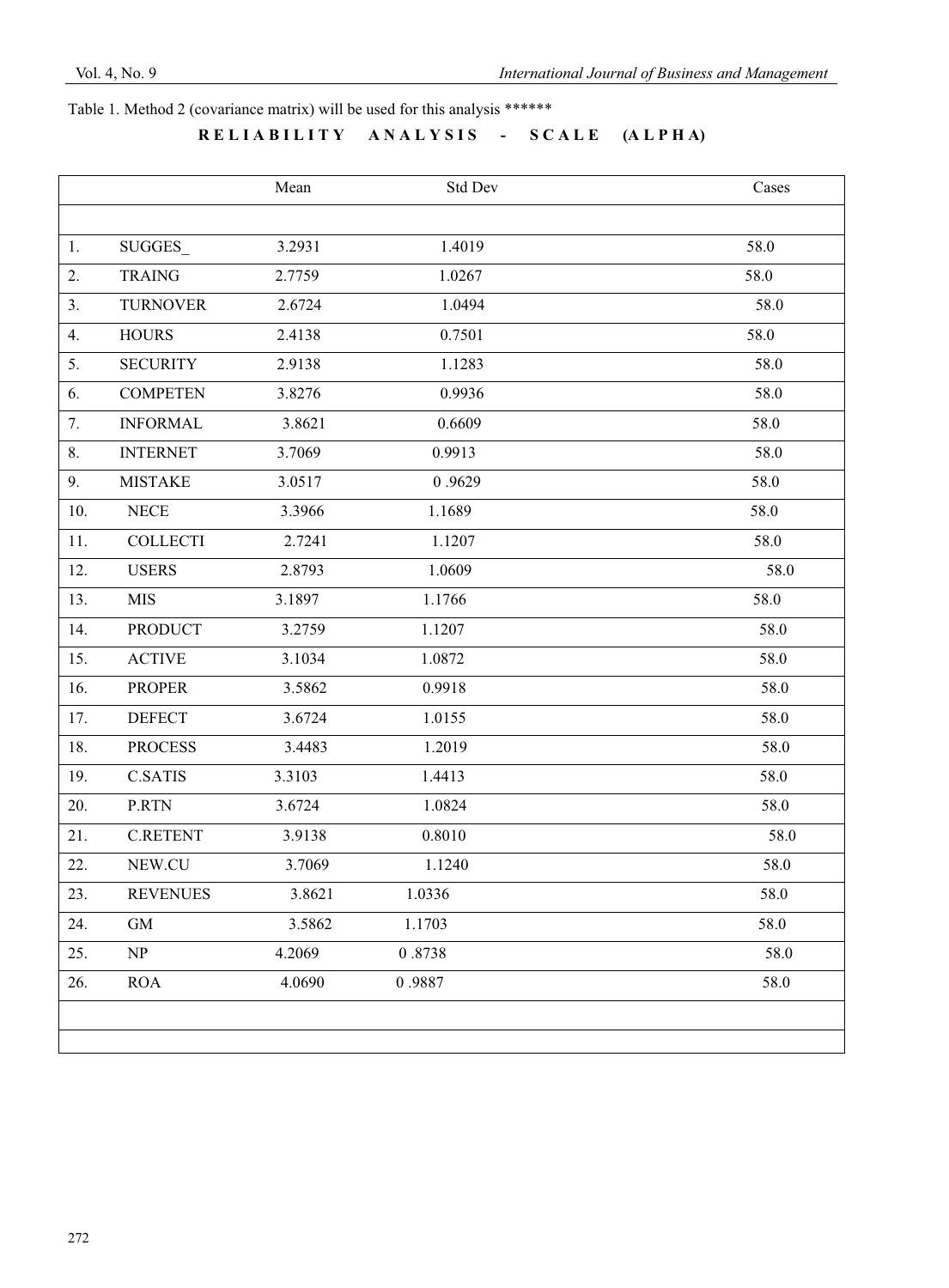Table 1. Method 2 (covariance matrix) will be used for this analysis ******

**R E L I A B I L I T Y   A N A L Y S I S   -   S C A L E   (A L P H A)**

| | | Mean | Std Dev | Cases |
|---|---|---|---|---|
| 1. | SUGGES_ | 3.2931 | 1.4019 | 58.0 |
| 2. | TRAING | 2.7759 | 1.0267 | 58.0 |
| 3. | TURNOVER | 2.6724 | 1.0494 | 58.0 |
| 4. | HOURS | 2.4138 | 0.7501 | 58.0 |
| 5. | SECURITY | 2.9138 | 1.1283 | 58.0 |
| 6. | COMPETEN | 3.8276 | 0.9936 | 58.0 |
| 7. | INFORMAL | 3.8621 | 0.6609 | 58.0 |
| 8. | INTERNET | 3.7069 | 0.9913 | 58.0 |
| 9. | MISTAKE | 3.0517 | 0 .9629 | 58.0 |
| 10. | NECE | 3.3966 | 1.1689 | 58.0 |
| 11. | COLLECTI | 2.7241 | 1.1207 | 58.0 |
| 12. | USERS | 2.8793 | 1.0609 | 58.0 |
| 13. | MIS | 3.1897 | 1.1766 | 58.0 |
| 14. | PRODUCT | 3.2759 | 1.1207 | 58.0 |
| 15. | ACTIVE | 3.1034 | 1.0872 | 58.0 |
| 16. | PROPER | 3.5862 | 0.9918 | 58.0 |
| 17. | DEFECT | 3.6724 | 1.0155 | 58.0 |
| 18. | PROCESS | 3.4483 | 1.2019 | 58.0 |
| 19. | C.SATIS | 3.3103 | 1.4413 | 58.0 |
| 20. | P.RTN | 3.6724 | 1.0824 | 58.0 |
| 21. | C.RETENT | 3.9138 | 0.8010 | 58.0 |
| 22. | NEW.CU | 3.7069 | 1.1240 | 58.0 |
| 23. | REVENUES | 3.8621 | 1.0336 | 58.0 |
| 24. | GM | 3.5862 | 1.1703 | 58.0 |
| 25. | NP | 4.2069 | 0 .8738 | 58.0 |
| 26. | ROA | 4.0690 | 0 .9887 | 58.0 |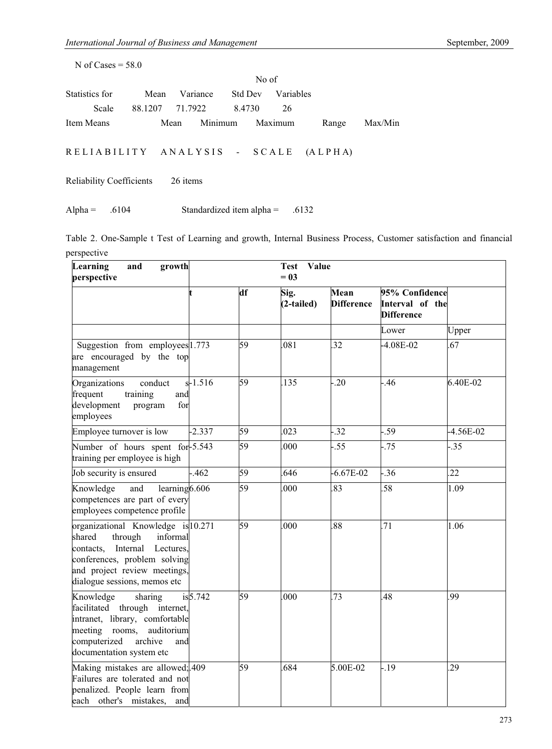N of Cases = 58.0

```
                                        No of
Statistics for      Mean    Variance   Std Dev   Variables
     Scale       88.1207   71.7922    8.4730       26
Item Means            Mean     Minimum      Maximum        Range     Max/Min
```

R E L I A B I L I T Y   A N A L Y S I S  -  S C A L E  (A L P H A)

Reliability Coefficients    26 items

Alpha = .6104    Standardized item alpha = .6132

Table 2. One-Sample t Test of Learning and growth, Internal Business Process, Customer satisfaction and financial perspective

| **Learning and growth perspective** | | | **Test Value = 03** | | | |
|---|---|---|---|---|---|---|
| | **t** | **df** | **Sig. (2-tailed)** | **Mean Difference** | **95% Confidence Interval of the Difference** | |
| | | | | | Lower | Upper |
| Suggestion from employees are encouraged by the top management | 1.773 | 59 | .081 | .32 | -4.08E-02 | .67 |
| Organizations conduct s frequent training and development program for employees | -1.516 | 59 | .135 | -.20 | -.46 | 6.40E-02 |
| Employee turnover is low | -2.337 | 59 | .023 | -.32 | -.59 | -4.56E-02 |
| Number of hours spent for training per employee is high | -5.543 | 59 | .000 | -.55 | -.75 | -.35 |
| Job security is ensured | -.462 | 59 | .646 | -6.67E-02 | -.36 | .22 |
| Knowledge and learning competences are part of every employees competence profile | 6.606 | 59 | .000 | .83 | .58 | 1.09 |
| organizational Knowledge is shared through informal contacts, Internal Lectures, conferences, problem solving and project review meetings, dialogue sessions, memos etc | 10.271 | 59 | .000 | .88 | .71 | 1.06 |
| Knowledge sharing is facilitated through internet, intranet, library, comfortable meeting rooms, auditorium computerized archive and documentation system etc | 5.742 | 59 | .000 | .73 | .48 | .99 |
| Making mistakes are allowed; Failures are tolerated and not penalized. People learn from each other's mistakes, and | .409 | 59 | .684 | 5.00E-02 | -.19 | .29 |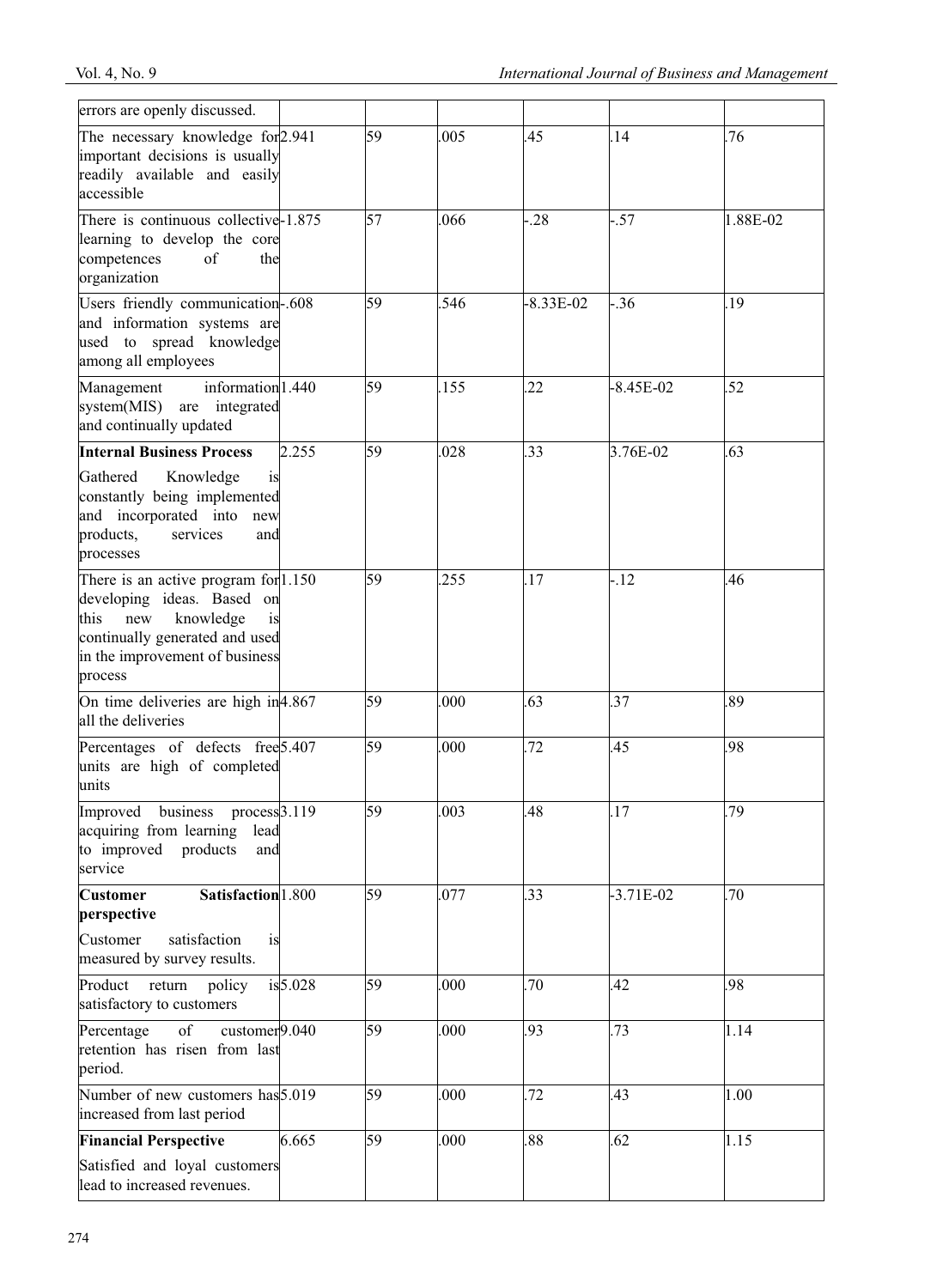| | | | | | |
|---|---|---|---|---|---|
| errors are openly discussed. | | | | | |
| The necessary knowledge for important decisions is usually readily available and easily accessible | 2.941 | 59 | .005 | .45 | .14 | .76 |
| There is continuous collective learning to develop the core competences of the organization | -1.875 | 57 | .066 | -.28 | -.57 | 1.88E-02 |
| Users friendly communication and information systems are used to spread knowledge among all employees | -.608 | 59 | .546 | -8.33E-02 | -.36 | .19 |
| Management information system(MIS) are integrated and continually updated | 1.440 | 59 | .155 | .22 | -8.45E-02 | .52 |
| **Internal Business Process** Gathered Knowledge is constantly being implemented and incorporated into new products, services and processes | 2.255 | 59 | .028 | .33 | 3.76E-02 | .63 |
| There is an active program for developing ideas. Based on this new knowledge is continually generated and used in the improvement of business process | 1.150 | 59 | .255 | .17 | -.12 | .46 |
| On time deliveries are high in all the deliveries | 4.867 | 59 | .000 | .63 | .37 | .89 |
| Percentages of defects free units are high of completed units | 5.407 | 59 | .000 | .72 | .45 | .98 |
| Improved business process acquiring from learning lead to improved products and service | 3.119 | 59 | .003 | .48 | .17 | .79 |
| **Customer Satisfaction perspective** Customer satisfaction is measured by survey results. | 1.800 | 59 | .077 | .33 | -3.71E-02 | .70 |
| Product return policy is satisfactory to customers | 5.028 | 59 | .000 | .70 | .42 | .98 |
| Percentage of customer retention has risen from last period. | 9.040 | 59 | .000 | .93 | .73 | 1.14 |
| Number of new customers has increased from last period | 5.019 | 59 | .000 | .72 | .43 | 1.00 |
| **Financial Perspective** Satisfied and loyal customers lead to increased revenues. | 6.665 | 59 | .000 | .88 | .62 | 1.15 |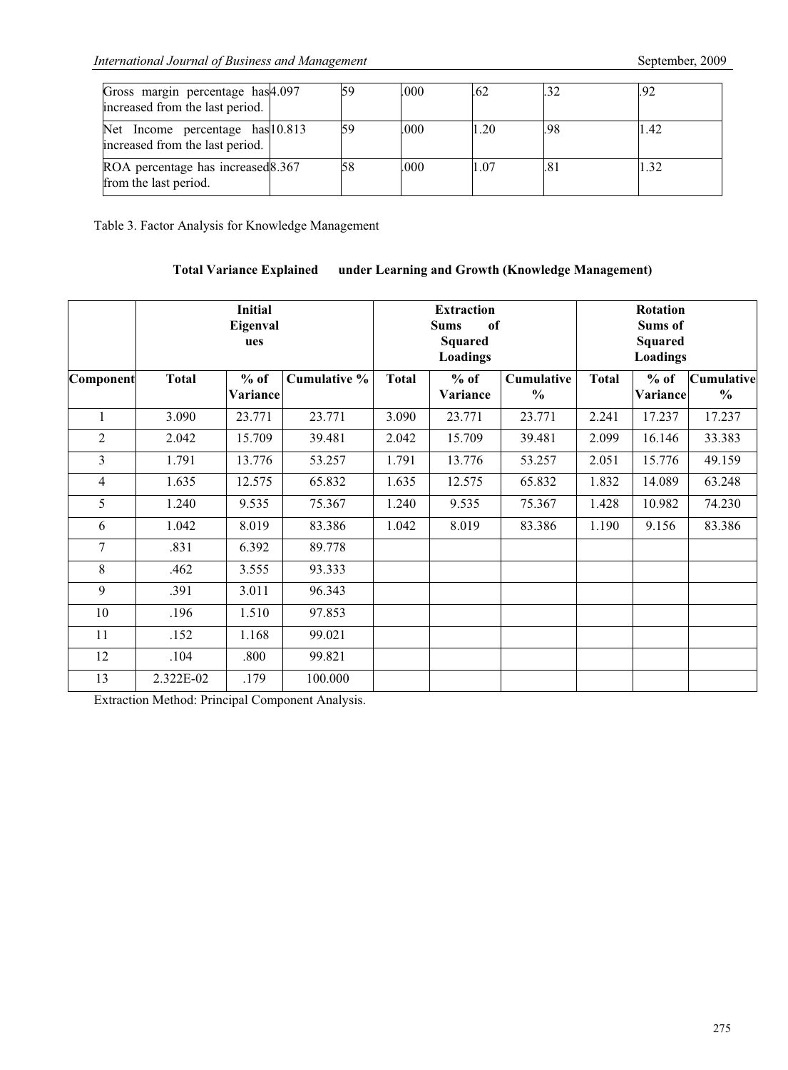| Gross margin percentage has increased from the last period. | 4.097 | 59 | .000 | .62 | .32 | .92 |
|---|---|---|---|---|---|---|
| Net Income percentage has increased from the last period. | 10.813 | 59 | .000 | 1.20 | .98 | 1.42 |
| ROA percentage has increased from the last period. | 8.367 | 58 | .000 | 1.07 | .81 | 1.32 |

Table 3. Factor Analysis for Knowledge Management

**Total Variance Explained under Learning and Growth (Knowledge Management)**

| | Initial Eigenvalues | | | Extraction Sums of Squared Loadings | | | Rotation Sums of Squared Loadings | | |
|---|---|---|---|---|---|---|---|---|---|
| **Component** | **Total** | **% of Variance** | **Cumulative %** | **Total** | **% of Variance** | **Cumulative %** | **Total** | **% of Variance** | **Cumulative %** |
| 1 | 3.090 | 23.771 | 23.771 | 3.090 | 23.771 | 23.771 | 2.241 | 17.237 | 17.237 |
| 2 | 2.042 | 15.709 | 39.481 | 2.042 | 15.709 | 39.481 | 2.099 | 16.146 | 33.383 |
| 3 | 1.791 | 13.776 | 53.257 | 1.791 | 13.776 | 53.257 | 2.051 | 15.776 | 49.159 |
| 4 | 1.635 | 12.575 | 65.832 | 1.635 | 12.575 | 65.832 | 1.832 | 14.089 | 63.248 |
| 5 | 1.240 | 9.535 | 75.367 | 1.240 | 9.535 | 75.367 | 1.428 | 10.982 | 74.230 |
| 6 | 1.042 | 8.019 | 83.386 | 1.042 | 8.019 | 83.386 | 1.190 | 9.156 | 83.386 |
| 7 | .831 | 6.392 | 89.778 | | | | | | |
| 8 | .462 | 3.555 | 93.333 | | | | | | |
| 9 | .391 | 3.011 | 96.343 | | | | | | |
| 10 | .196 | 1.510 | 97.853 | | | | | | |
| 11 | .152 | 1.168 | 99.021 | | | | | | |
| 12 | .104 | .800 | 99.821 | | | | | | |
| 13 | 2.322E-02 | .179 | 100.000 | | | | | | |

Extraction Method: Principal Component Analysis.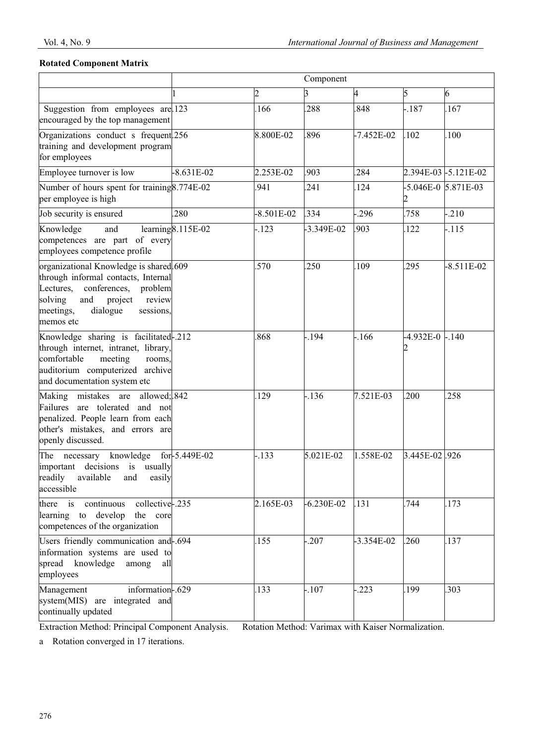**Rotated Component Matrix**

| | Component | | | | | |
|---|---|---|---|---|---|---|
| | 1 | 2 | 3 | 4 | 5 | 6 |
| Suggestion from employees are encouraged by the top management | .123 | .166 | .288 | .848 | -.187 | .167 |
| Organizations conduct s frequent training and development program for employees | .256 | 8.800E-02 | .896 | -7.452E-02 | .102 | .100 |
| Employee turnover is low | -8.631E-02 | 2.253E-02 | .903 | .284 | 2.394E-03 | -5.121E-02 |
| Number of hours spent for training per employee is high | 8.774E-02 | .941 | .241 | .124 | -5.046E-02 | 5.871E-03 |
| Job security is ensured | .280 | -8.501E-02 | .334 | -.296 | .758 | -.210 |
| Knowledge and learning competences are part of every employees competence profile | 8.115E-02 | -.123 | -3.349E-02 | .903 | .122 | -.115 |
| organizational Knowledge is shared through informal contacts, Internal Lectures, conferences, problem solving and project review meetings, dialogue sessions, memos etc | .609 | .570 | .250 | .109 | .295 | -8.511E-02 |
| Knowledge sharing is facilitated through internet, intranet, library, comfortable meeting rooms, auditorium computerized archive and documentation system etc | -.212 | .868 | -.194 | -.166 | -4.932E-02 | -.140 |
| Making mistakes are allowed; Failures are tolerated and not penalized. People learn from each other's mistakes, and errors are openly discussed. | .842 | .129 | -.136 | 7.521E-03 | .200 | .258 |
| The necessary knowledge for important decisions is usually readily available and easily accessible | -5.449E-02 | -.133 | 5.021E-02 | 1.558E-02 | 3.445E-02 | .926 |
| there is continuous collective learning to develop the core competences of the organization | -.235 | 2.165E-03 | -6.230E-02 | .131 | .744 | .173 |
| Users friendly communication and information systems are used to spread knowledge among all employees | -.694 | .155 | -.207 | -3.354E-02 | .260 | .137 |
| Management information system(MIS) are integrated and continually updated | -.629 | .133 | -.107 | -.223 | .199 | .303 |

Extraction Method: Principal Component Analysis. Rotation Method: Varimax with Kaiser Normalization.

a Rotation converged in 17 iterations.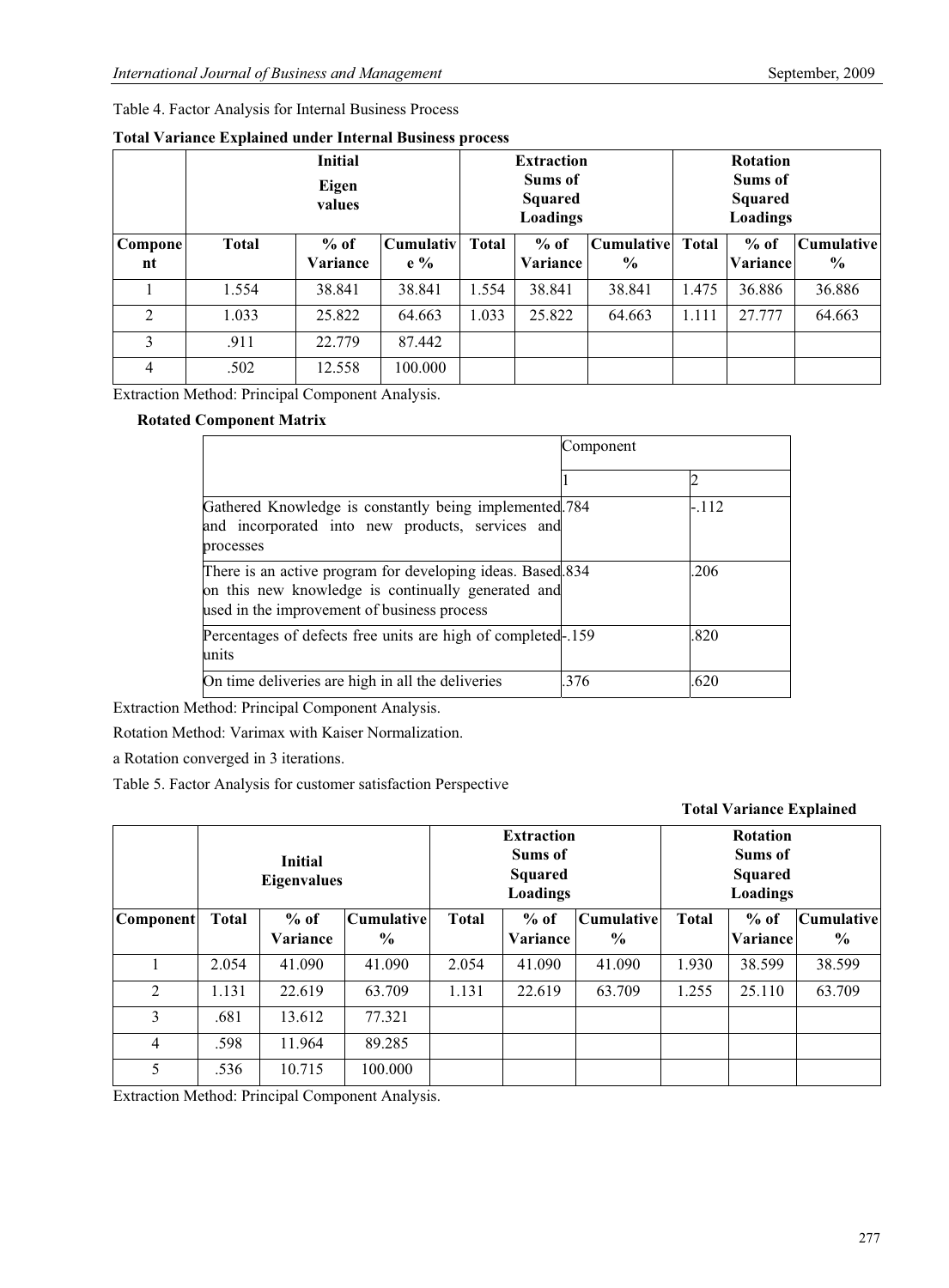Table 4. Factor Analysis for Internal Business Process

**Total Variance Explained under Internal Business process**

| | Initial Eigen values | | | Extraction Sums of Squared Loadings | | | Rotation Sums of Squared Loadings | | |
|---|---|---|---|---|---|---|---|---|---|
| **Component** | **Total** | **% of Variance** | **Cumulative %** | **Total** | **% of Variance** | **Cumulative %** | **Total** | **% of Variance** | **Cumulative %** |
| 1 | 1.554 | 38.841 | 38.841 | 1.554 | 38.841 | 38.841 | 1.475 | 36.886 | 36.886 |
| 2 | 1.033 | 25.822 | 64.663 | 1.033 | 25.822 | 64.663 | 1.111 | 27.777 | 64.663 |
| 3 | .911 | 22.779 | 87.442 | | | | | | |
| 4 | .502 | 12.558 | 100.000 | | | | | | |

Extraction Method: Principal Component Analysis.

**Rotated Component Matrix**

| | Component | |
|---|---|---|
| | 1 | 2 |
| Gathered Knowledge is constantly being implemented and incorporated into new products, services and processes | .784 | -.112 |
| There is an active program for developing ideas. Based on this new knowledge is continually generated and used in the improvement of business process | .834 | .206 |
| Percentages of defects free units are high of completed units | -.159 | .820 |
| On time deliveries are high in all the deliveries | .376 | .620 |

Extraction Method: Principal Component Analysis.

Rotation Method: Varimax with Kaiser Normalization.

a Rotation converged in 3 iterations.

Table 5. Factor Analysis for customer satisfaction Perspective

**Total Variance Explained**

| | Initial Eigenvalues | | | Extraction Sums of Squared Loadings | | | Rotation Sums of Squared Loadings | | |
|---|---|---|---|---|---|---|---|---|---|
| **Component** | **Total** | **% of Variance** | **Cumulative %** | **Total** | **% of Variance** | **Cumulative %** | **Total** | **% of Variance** | **Cumulative %** |
| 1 | 2.054 | 41.090 | 41.090 | 2.054 | 41.090 | 41.090 | 1.930 | 38.599 | 38.599 |
| 2 | 1.131 | 22.619 | 63.709 | 1.131 | 22.619 | 63.709 | 1.255 | 25.110 | 63.709 |
| 3 | .681 | 13.612 | 77.321 | | | | | | |
| 4 | .598 | 11.964 | 89.285 | | | | | | |
| 5 | .536 | 10.715 | 100.000 | | | | | | |

Extraction Method: Principal Component Analysis.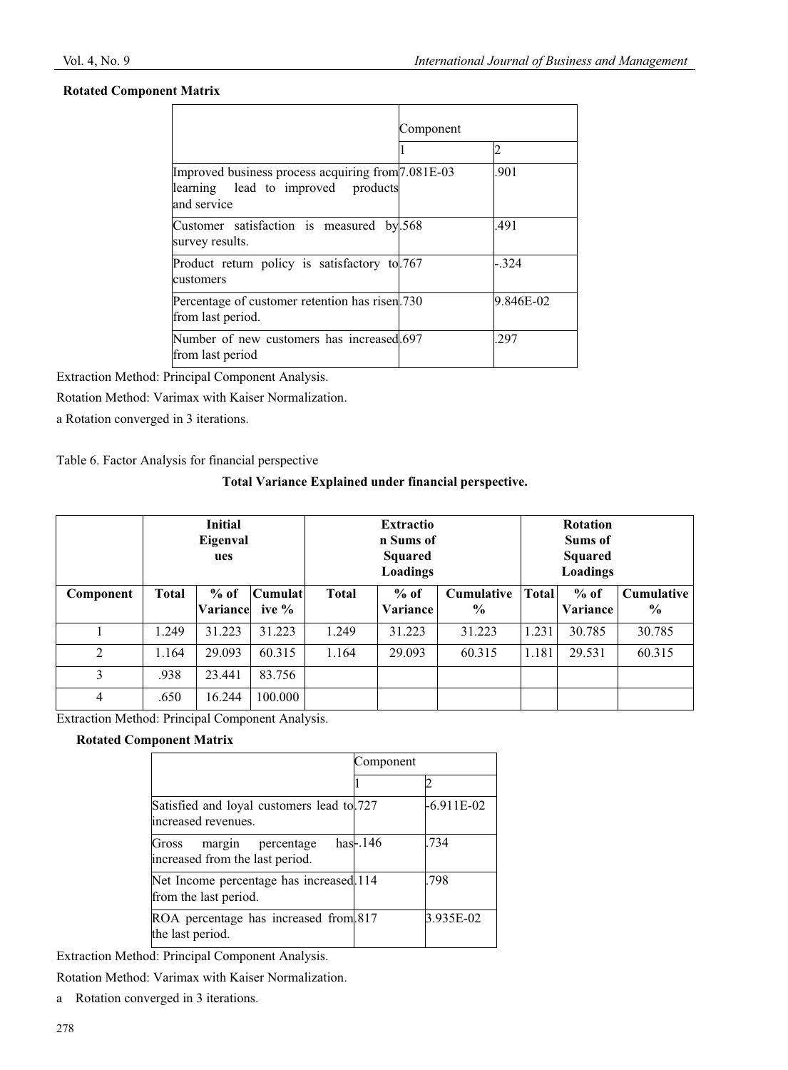**Rotated Component Matrix**

| | Component | |
|---|---|---|
| | 1 | 2 |
| Improved business process acquiring from learning lead to improved products and service | 7.081E-03 | .901 |
| Customer satisfaction is measured by survey results. | .568 | .491 |
| Product return policy is satisfactory to customers | .767 | -.324 |
| Percentage of customer retention has risen from last period. | .730 | 9.846E-02 |
| Number of new customers has increased from last period | .697 | .297 |

Extraction Method: Principal Component Analysis.

Rotation Method: Varimax with Kaiser Normalization.

a Rotation converged in 3 iterations.

Table 6. Factor Analysis for financial perspective

**Total Variance Explained under financial perspective.**

| | Initial Eigenvalues | | | Extraction Sums of Squared Loadings | | | Rotation Sums of Squared Loadings | | |
|---|---|---|---|---|---|---|---|---|---|
| **Component** | **Total** | **% of Variance** | **Cumulative %** | **Total** | **% of Variance** | **Cumulative %** | **Total** | **% of Variance** | **Cumulative %** |
| 1 | 1.249 | 31.223 | 31.223 | 1.249 | 31.223 | 31.223 | 1.231 | 30.785 | 30.785 |
| 2 | 1.164 | 29.093 | 60.315 | 1.164 | 29.093 | 60.315 | 1.181 | 29.531 | 60.315 |
| 3 | .938 | 23.441 | 83.756 | | | | | | |
| 4 | .650 | 16.244 | 100.000 | | | | | | |

Extraction Method: Principal Component Analysis.

**Rotated Component Matrix**

| | Component | |
|---|---|---|
| | 1 | 2 |
| Satisfied and loyal customers lead to increased revenues. | .727 | -6.911E-02 |
| Gross margin percentage has increased from the last period. | -.146 | .734 |
| Net Income percentage has increased from the last period. | .114 | .798 |
| ROA percentage has increased from the last period. | .817 | 3.935E-02 |

Extraction Method: Principal Component Analysis.

Rotation Method: Varimax with Kaiser Normalization.

a Rotation converged in 3 iterations.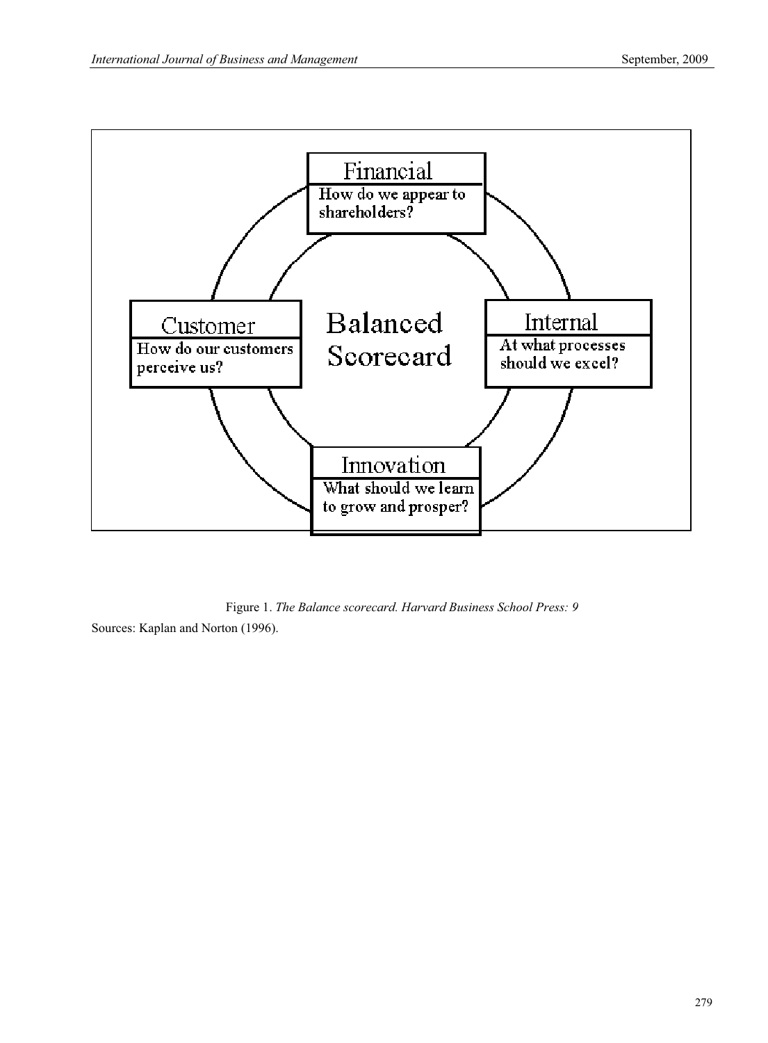**Financial**
How do we appear to shareholders?

**Customer**
How do our customers perceive us?

**Balanced Scorecard**

**Internal**
At what processes should we excel?

**Innovation**
What should we learn to grow and prosper?

Figure 1. *The Balance scorecard. Harvard Business School Press: 9*

Sources: Kaplan and Norton (1996).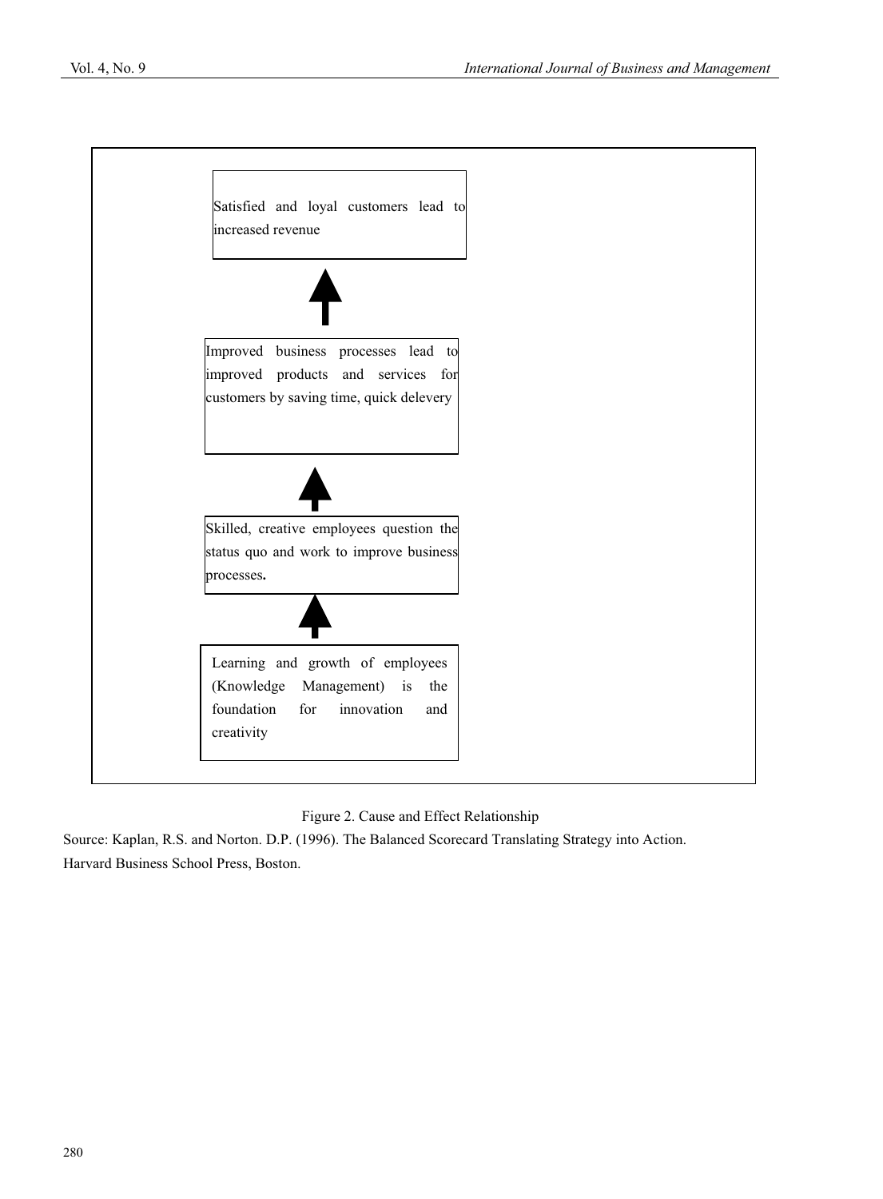Satisfied and loyal customers lead to increased revenue

↑

Improved business processes lead to improved products and services for customers by saving time, quick delevery

↑

Skilled, creative employees question the status quo and work to improve business processes.

↑

Learning and growth of employees (Knowledge Management) is the foundation for innovation and creativity

Figure 2. Cause and Effect Relationship

Source: Kaplan, R.S. and Norton. D.P. (1996). The Balanced Scorecard Translating Strategy into Action. Harvard Business School Press, Boston.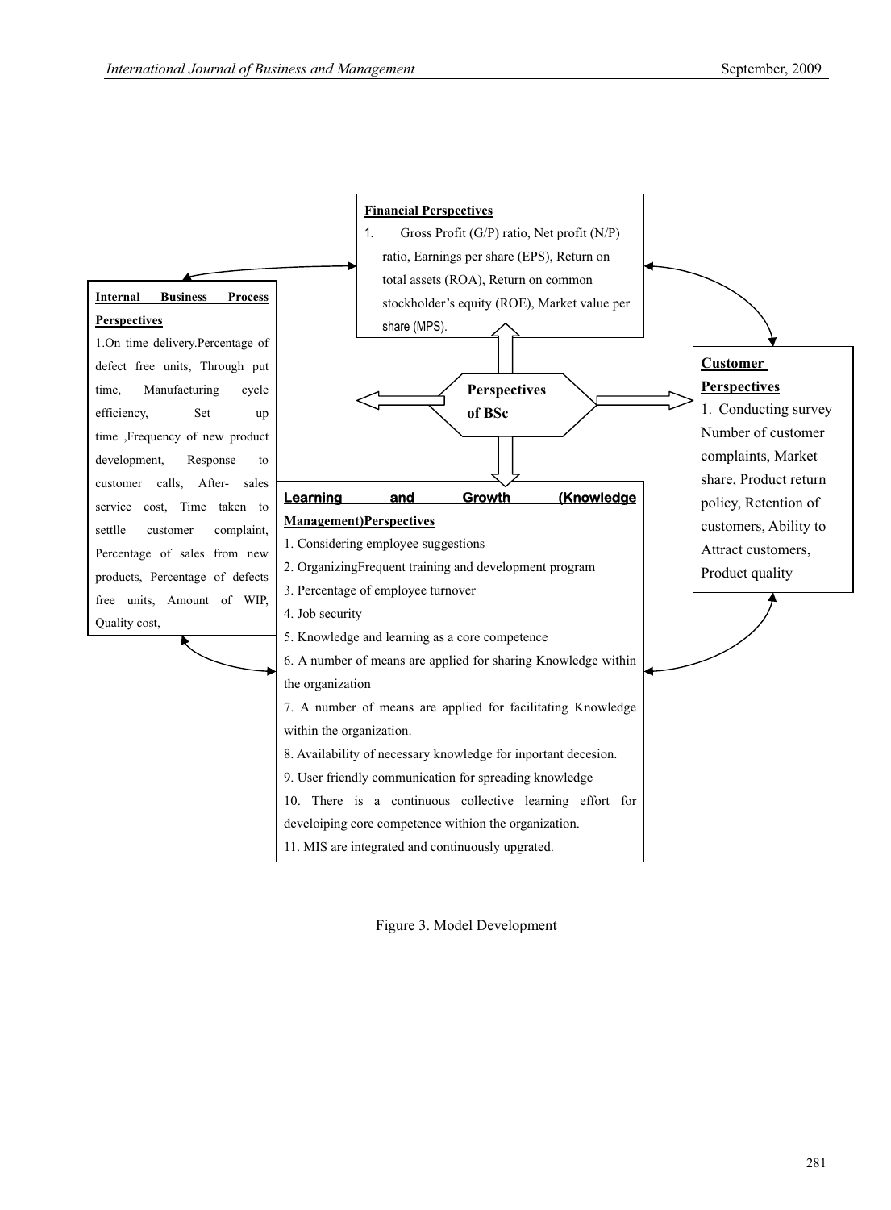**Financial Perspectives**

1. Gross Profit (G/P) ratio, Net profit (N/P) ratio, Earnings per share (EPS), Return on total assets (ROA), Return on common stockholder's equity (ROE), Market value per share (MPS).

**Internal Business Process Perspectives**

1.On time delivery.Percentage of defect free units, Through put time, Manufacturing cycle efficiency, Set up time ,Frequency of new product development, Response to customer calls, After- sales service cost, Time taken to settlle customer complaint, Percentage of sales from new products, Percentage of defects free units, Amount of WIP, Quality cost,

**Perspectives of BSc**

**Customer Perspectives**

1. Conducting survey Number of customer complaints, Market share, Product return policy, Retention of customers, Ability to Attract customers, Product quality

**Learning and Growth (Knowledge Management)Perspectives**

1. Considering employee suggestions
2. OrganizingFrequent training and development program
3. Percentage of employee turnover
4. Job security
5. Knowledge and learning as a core competence
6. A number of means are applied for sharing Knowledge within the organization
7. A number of means are applied for facilitating Knowledge within the organization.
8. Availability of necessary knowledge for inportant decesion.
9. User friendly communication for spreading knowledge
10. There is a continuous collective learning effort for develoiping core competence withion the organization.
11. MIS are integrated and continuously upgrated.

Figure 3. Model Development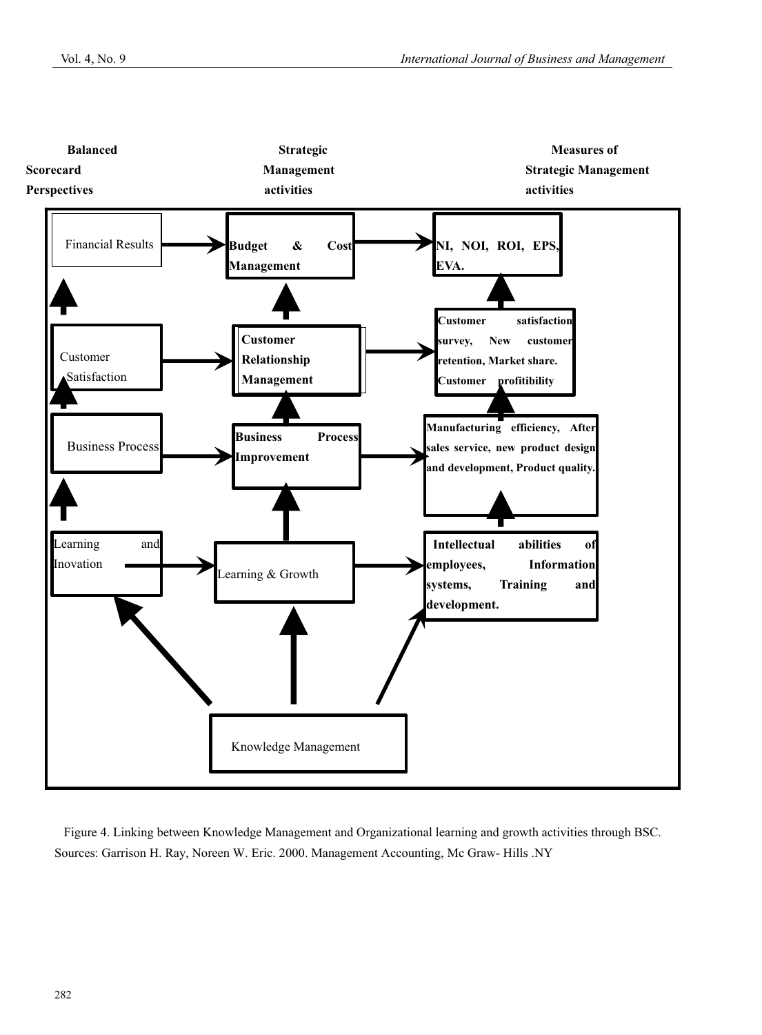Balanced Scorecard Perspectives

Strategic Management activities

Measures of Strategic Management activities

Financial Results

Budget & Cost Management

NI, NOI, ROI, EPS, EVA.

Customer Satisfaction

Customer Relationship Management

Customer satisfaction survey, New customer retention, Market share. Customer profitibility

Business Process

Business Process Improvement

Manufacturing efficiency, After sales service, new product design and development, Product quality.

Learning and Inovation

Learning & Growth

Intellectual abilities of employees, Information systems, Training and development.

Knowledge Management

Figure 4. Linking between Knowledge Management and Organizational learning and growth activities through BSC. Sources: Garrison H. Ray, Noreen W. Eric. 2000. Management Accounting, Mc Graw- Hills .NY